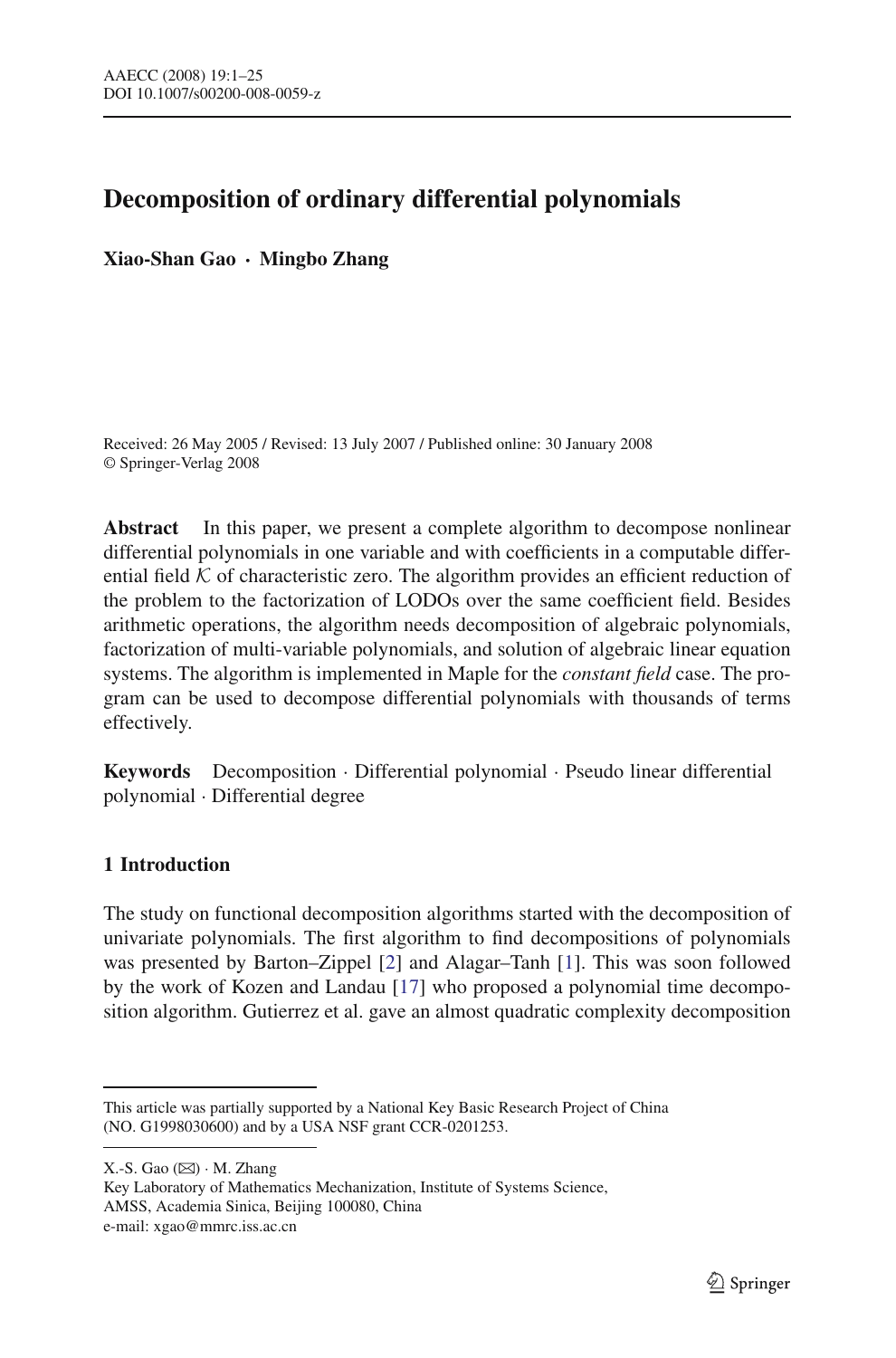# Decomposition of ordinary differential polynomials

**Xiao-Shan Gao · Mingbo Zhang**

Received: 26 May 2005 / Revised: 13 July 2007 / Published online: 30 January 2008
© Springer-Verlag 2008

**Abstract** In this paper, we present a complete algorithm to decompose nonlinear differential polynomials in one variable and with coefficients in a computable differential field $\mathcal{K}$ of characteristic zero. The algorithm provides an efficient reduction of the problem to the factorization of LODOs over the same coefficient field. Besides arithmetic operations, the algorithm needs decomposition of algebraic polynomials, factorization of multi-variable polynomials, and solution of algebraic linear equation systems. The algorithm is implemented in Maple for the *constant field* case. The program can be used to decompose differential polynomials with thousands of terms effectively.

**Keywords** Decomposition · Differential polynomial · Pseudo linear differential polynomial · Differential degree

## 1 Introduction

The study on functional decomposition algorithms started with the decomposition of univariate polynomials. The first algorithm to find decompositions of polynomials was presented by Barton–Zippel [2] and Alagar–Tanh [1]. This was soon followed by the work of Kozen and Landau [17] who proposed a polynomial time decomposition algorithm. Gutierrez et al. gave an almost quadratic complexity decomposition

---

This article was partially supported by a National Key Basic Research Project of China (NO. G1998030600) and by a USA NSF grant CCR-0201253.

X.-S. Gao (✉) · M. Zhang
Key Laboratory of Mathematics Mechanization, Institute of Systems Science, AMSS, Academia Sinica, Beijing 100080, China
e-mail: xgao@mmrc.iss.ac.cn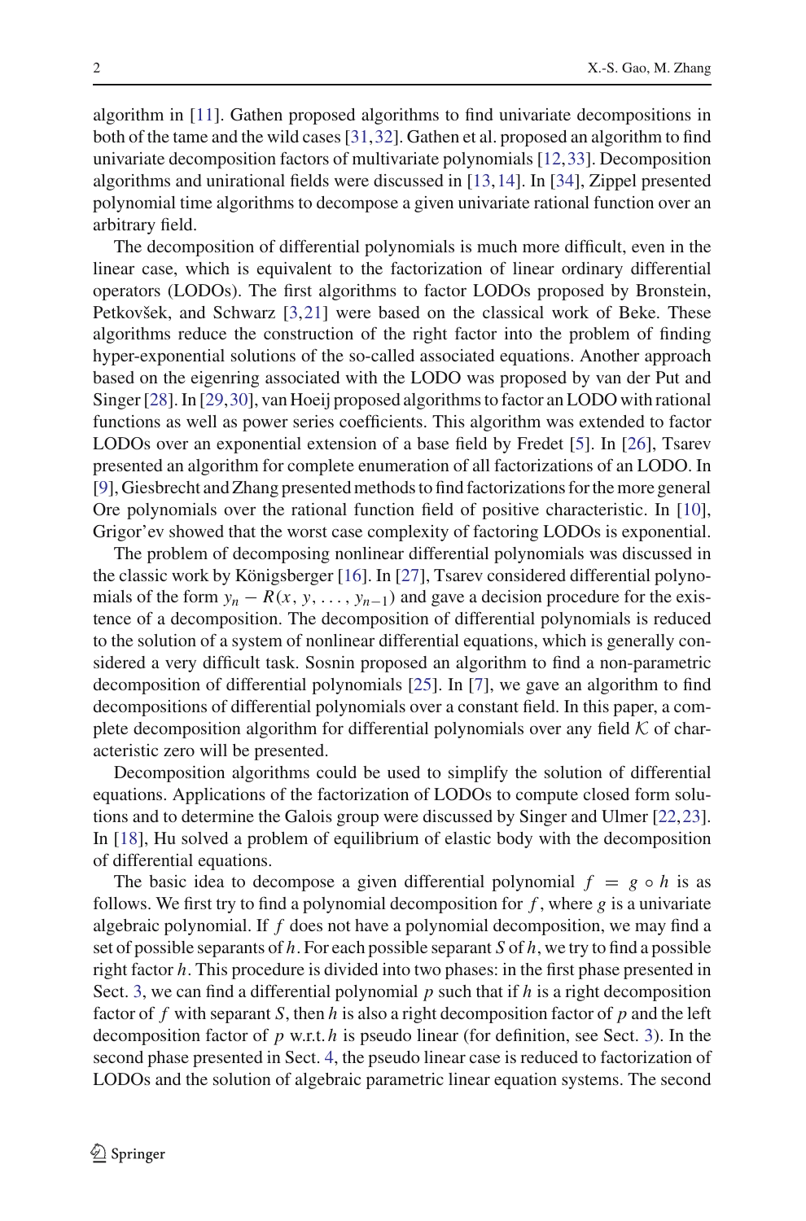algorithm in [11]. Gathen proposed algorithms to find univariate decompositions in both of the tame and the wild cases [31,32]. Gathen et al. proposed an algorithm to find univariate decomposition factors of multivariate polynomials [12,33]. Decomposition algorithms and unirational fields were discussed in [13,14]. In [34], Zippel presented polynomial time algorithms to decompose a given univariate rational function over an arbitrary field.

The decomposition of differential polynomials is much more difficult, even in the linear case, which is equivalent to the factorization of linear ordinary differential operators (LODOs). The first algorithms to factor LODOs proposed by Bronstein, Petkovšek, and Schwarz [3,21] were based on the classical work of Beke. These algorithms reduce the construction of the right factor into the problem of finding hyper-exponential solutions of the so-called associated equations. Another approach based on the eigenring associated with the LODO was proposed by van der Put and Singer [28]. In [29,30], van Hoeij proposed algorithms to factor an LODO with rational functions as well as power series coefficients. This algorithm was extended to factor LODOs over an exponential extension of a base field by Fredet [5]. In [26], Tsarev presented an algorithm for complete enumeration of all factorizations of an LODO. In [9], Giesbrecht and Zhang presented methods to find factorizations for the more general Ore polynomials over the rational function field of positive characteristic. In [10], Grigor'ev showed that the worst case complexity of factoring LODOs is exponential.

The problem of decomposing nonlinear differential polynomials was discussed in the classic work by Königsberger [16]. In [27], Tsarev considered differential polynomials of the form $y_n - R(x, y, \ldots, y_{n-1})$ and gave a decision procedure for the existence of a decomposition. The decomposition of differential polynomials is reduced to the solution of a system of nonlinear differential equations, which is generally considered a very difficult task. Sosnin proposed an algorithm to find a non-parametric decomposition of differential polynomials [25]. In [7], we gave an algorithm to find decompositions of differential polynomials over a constant field. In this paper, a complete decomposition algorithm for differential polynomials over any field $\mathcal{K}$ of characteristic zero will be presented.

Decomposition algorithms could be used to simplify the solution of differential equations. Applications of the factorization of LODOs to compute closed form solutions and to determine the Galois group were discussed by Singer and Ulmer [22,23]. In [18], Hu solved a problem of equilibrium of elastic body with the decomposition of differential equations.

The basic idea to decompose a given differential polynomial $f = g \circ h$ is as follows. We first try to find a polynomial decomposition for $f$, where $g$ is a univariate algebraic polynomial. If $f$ does not have a polynomial decomposition, we may find a set of possible separants of $h$. For each possible separant $S$ of $h$, we try to find a possible right factor $h$. This procedure is divided into two phases: in the first phase presented in Sect. 3, we can find a differential polynomial $p$ such that if $h$ is a right decomposition factor of $f$ with separant $S$, then $h$ is also a right decomposition factor of $p$ and the left decomposition factor of $p$ w.r.t. $h$ is pseudo linear (for definition, see Sect. 3). In the second phase presented in Sect. 4, the pseudo linear case is reduced to factorization of LODOs and the solution of algebraic parametric linear equation systems. The second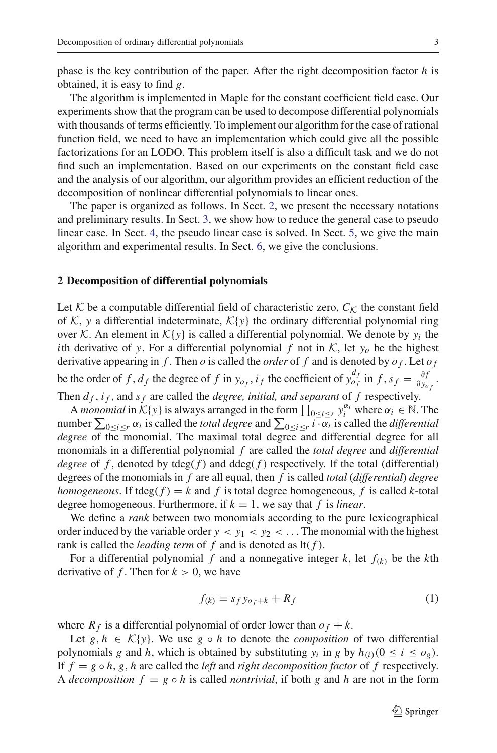phase is the key contribution of the paper. After the right decomposition factor $h$ is obtained, it is easy to find $g$.

The algorithm is implemented in Maple for the constant coefficient field case. Our experiments show that the program can be used to decompose differential polynomials with thousands of terms efficiently. To implement our algorithm for the case of rational function field, we need to have an implementation which could give all the possible factorizations for an LODO. This problem itself is also a difficult task and we do not find such an implementation. Based on our experiments on the constant field case and the analysis of our algorithm, our algorithm provides an efficient reduction of the decomposition of nonlinear differential polynomials to linear ones.

The paper is organized as follows. In Sect. 2, we present the necessary notations and preliminary results. In Sect. 3, we show how to reduce the general case to pseudo linear case. In Sect. 4, the pseudo linear case is solved. In Sect. 5, we give the main algorithm and experimental results. In Sect. 6, we give the conclusions.

## 2 Decomposition of differential polynomials

Let $\mathcal{K}$ be a computable differential field of characteristic zero, $C_{\mathcal{K}}$ the constant field of $\mathcal{K}$, $y$ a differential indeterminate, $\mathcal{K}\{y\}$ the ordinary differential polynomial ring over $\mathcal{K}$. An element in $\mathcal{K}\{y\}$ is called a differential polynomial. We denote by $y_i$ the $i$th derivative of $y$. For a differential polynomial $f$ not in $\mathcal{K}$, let $y_o$ be the highest derivative appearing in $f$. Then $o$ is called the *order* of $f$ and is denoted by $o_f$. Let $o_f$ be the order of $f$, $d_f$ the degree of $f$ in $y_{o_f}$, $i_f$ the coefficient of $y_{o_f}^{d_f}$ in $f$, $s_f = \frac{\partial f}{\partial y_{o_f}}$. Then $d_f$, $i_f$, and $s_f$ are called the *degree, initial, and separant* of $f$ respectively.

A *monomial* in $\mathcal{K}\{y\}$ is always arranged in the form $\prod_{0\leq i\leq r} y_i^{\alpha_i}$ where $\alpha_i \in \mathbb{N}$. The number $\sum_{0\leq i\leq r} \alpha_i$ is called the *total degree* and $\sum_{0\leq i\leq r} i \cdot \alpha_i$ is called the *differential degree* of the monomial. The maximal total degree and differential degree for all monomials in a differential polynomial $f$ are called the *total degree* and *differential degree* of $f$, denoted by $\mathrm{tdeg}(f)$ and $\mathrm{ddeg}(f)$ respectively. If the total (differential) degrees of the monomials in $f$ are all equal, then $f$ is called *total* (*differential*) *degree homogeneous*. If $\mathrm{tdeg}(f) = k$ and $f$ is total degree homogeneous, $f$ is called $k$-total degree homogeneous. Furthermore, if $k = 1$, we say that $f$ is *linear*.

We define a *rank* between two monomials according to the pure lexicographical order induced by the variable order $y < y_1 < y_2 < \ldots$ The monomial with the highest rank is called the *leading term* of $f$ and is denoted as $\mathrm{lt}(f)$.

For a differential polynomial $f$ and a nonnegative integer $k$, let $f_{(k)}$ be the $k$th derivative of $f$. Then for $k > 0$, we have

$$f_{(k)} = s_f y_{o_f+k} + R_f \tag{1}$$

where $R_f$ is a differential polynomial of order lower than $o_f + k$.

Let $g, h \in \mathcal{K}\{y\}$. We use $g \circ h$ to denote the *composition* of two differential polynomials $g$ and $h$, which is obtained by substituting $y_i$ in $g$ by $h_{(i)} (0 \leq i \leq o_g)$. If $f = g \circ h$, $g$, $h$ are called the *left* and *right decomposition factor* of $f$ respectively. A *decomposition* $f = g \circ h$ is called *nontrivial*, if both $g$ and $h$ are not in the form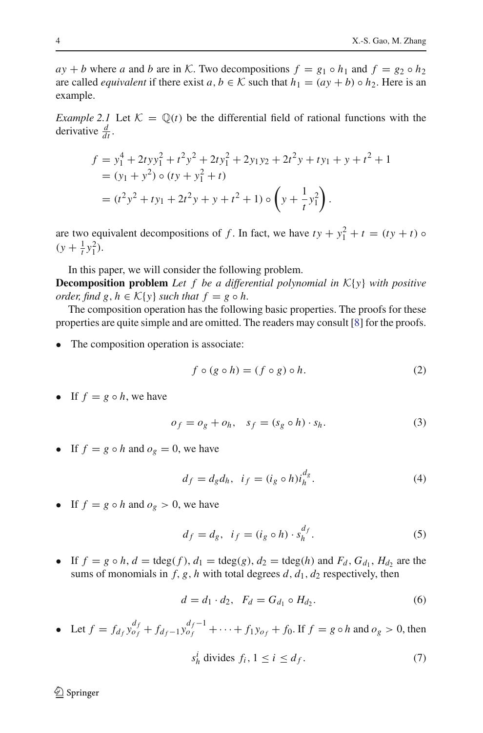$ay + b$ where $a$ and $b$ are in $\mathcal{K}$. Two decompositions $f = g_1 \circ h_1$ and $f = g_2 \circ h_2$ are called *equivalent* if there exist $a, b \in \mathcal{K}$ such that $h_1 = (ay + b) \circ h_2$. Here is an example.

*Example 2.1* Let $\mathcal{K} = \mathbb{Q}(t)$ be the differential field of rational functions with the derivative $\frac{d}{dt}$.

$$
\begin{aligned}
f &= y_1^4 + 2tyy_1^2 + t^2y^2 + 2ty_1^2 + 2y_1y_2 + 2t^2y + ty_1 + y + t^2 + 1 \\
&= (y_1 + y^2) \circ (ty + y_1^2 + t) \\
&= (t^2y^2 + ty_1 + 2t^2y + y + t^2 + 1) \circ \left(y + \frac{1}{t}y_1^2\right).
\end{aligned}
$$

are two equivalent decompositions of $f$. In fact, we have $ty + y_1^2 + t = (ty + t) \circ (y + \frac{1}{t}y_1^2)$.

In this paper, we will consider the following problem.

**Decomposition problem** *Let $f$ be a differential polynomial in $\mathcal{K}\{y\}$ with positive order, find $g, h \in \mathcal{K}\{y\}$ such that $f = g \circ h$.*

The composition operation has the following basic properties. The proofs for these properties are quite simple and are omitted. The readers may consult [8] for the proofs.

- The composition operation is associate:

$$f \circ (g \circ h) = (f \circ g) \circ h. \tag{2}$$

- If $f = g \circ h$, we have

$$o_f = o_g + o_h, \quad s_f = (s_g \circ h) \cdot s_h. \tag{3}$$

- If $f = g \circ h$ and $o_g = 0$, we have

$$d_f = d_g d_h, \quad i_f = (i_g \circ h) i_h^{d_g}. \tag{4}$$

- If $f = g \circ h$ and $o_g > 0$, we have

$$d_f = d_g, \quad i_f = (i_g \circ h) \cdot s_h^{d_f}. \tag{5}$$

- If $f = g \circ h$, $d = \mathrm{tdeg}(f)$, $d_1 = \mathrm{tdeg}(g)$, $d_2 = \mathrm{tdeg}(h)$ and $F_d, G_{d_1}, H_{d_2}$ are the sums of monomials in $f, g, h$ with total degrees $d, d_1, d_2$ respectively, then

$$d = d_1 \cdot d_2, \quad F_d = G_{d_1} \circ H_{d_2}. \tag{6}$$

- Let $f = f_{d_f} y_{o_f}^{d_f} + f_{d_f - 1} y_{o_f}^{d_f - 1} + \cdots + f_1 y_{o_f} + f_0$. If $f = g \circ h$ and $o_g > 0$, then

$$s_h^i \text{ divides } f_i, 1 \le i \le d_f. \tag{7}$$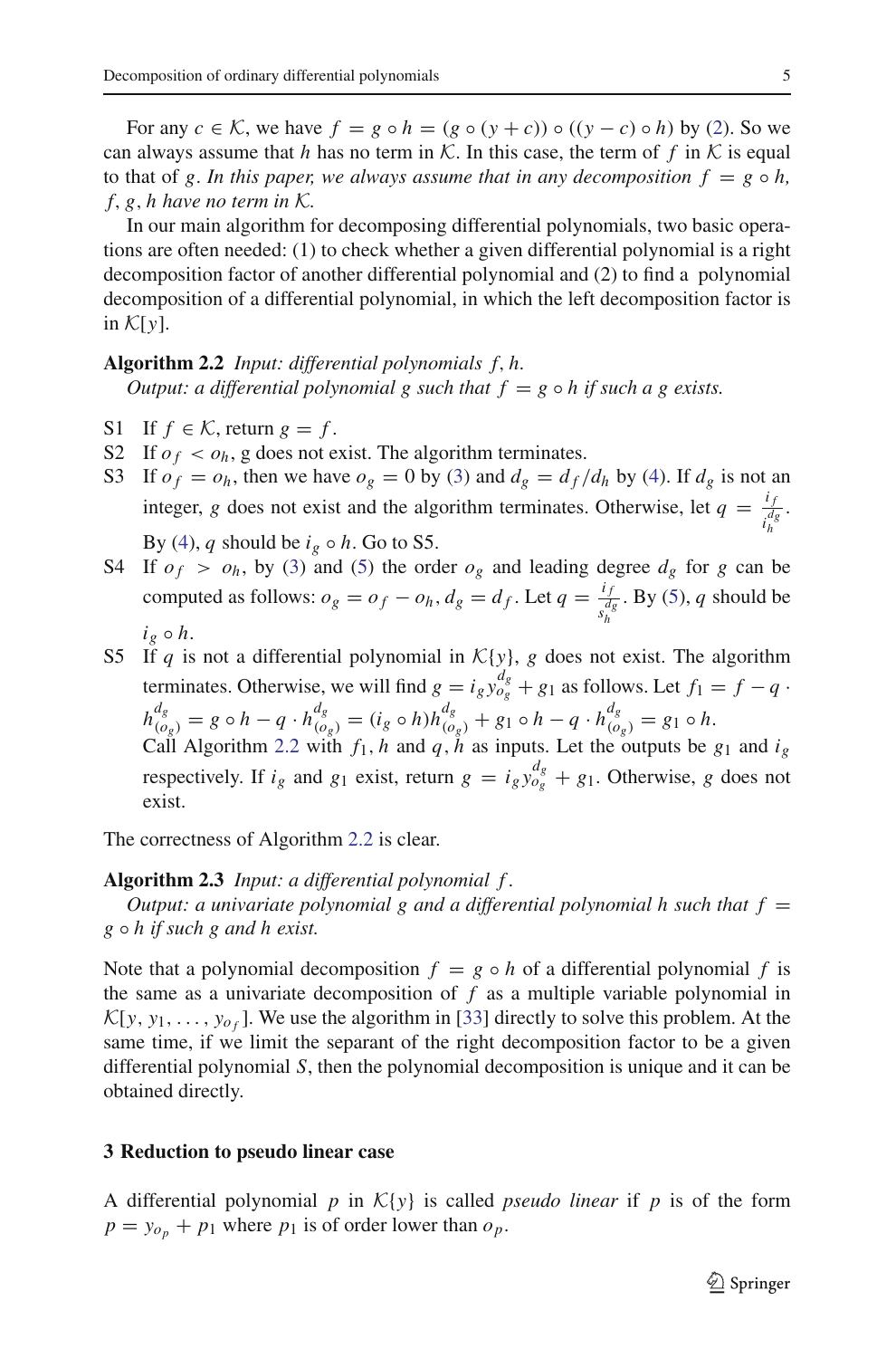For any $c \in \mathcal{K}$, we have $f = g \circ h = (g \circ (y + c)) \circ ((y - c) \circ h)$ by (2). So we can always assume that $h$ has no term in $\mathcal{K}$. In this case, the term of $f$ in $\mathcal{K}$ is equal to that of $g$. *In this paper, we always assume that in any decomposition $f = g \circ h$, $f, g, h$ have no term in $\mathcal{K}$.*

In our main algorithm for decomposing differential polynomials, two basic operations are often needed: (1) to check whether a given differential polynomial is a right decomposition factor of another differential polynomial and (2) to find a polynomial decomposition of a differential polynomial, in which the left decomposition factor is in $\mathcal{K}[y]$.

**Algorithm 2.2** *Input: differential polynomials $f, h$.*
*Output: a differential polynomial $g$ such that $f = g \circ h$ if such a $g$ exists.*

- S1 If $f \in \mathcal{K}$, return $g = f$.
- S2 If $o_f < o_h$, g does not exist. The algorithm terminates.
- S3 If $o_f = o_h$, then we have $o_g = 0$ by (3) and $d_g = d_f/d_h$ by (4). If $d_g$ is not an integer, $g$ does not exist and the algorithm terminates. Otherwise, let $q = \frac{i_f}{i_h^{d_g}}$. By (4), $q$ should be $i_g \circ h$. Go to S5.
- S4 If $o_f > o_h$, by (3) and (5) the order $o_g$ and leading degree $d_g$ for $g$ can be computed as follows: $o_g = o_f - o_h, d_g = d_f$. Let $q = \frac{i_f}{s_h^{d_g}}$. By (5), $q$ should be $i_g \circ h$.
- S5 If $q$ is not a differential polynomial in $\mathcal{K}\{y\}$, $g$ does not exist. The algorithm terminates. Otherwise, we will find $g = i_g y_{o_g}^{d_g} + g_1$ as follows. Let $f_1 = f - q \cdot h_{(o_g)}^{d_g} = g \circ h - q \cdot h_{(o_g)}^{d_g} = (i_g \circ h)h_{(o_g)}^{d_g} + g_1 \circ h - q \cdot h_{(o_g)}^{d_g} = g_1 \circ h$.
  Call Algorithm 2.2 with $f_1, h$ and $q, h$ as inputs. Let the outputs be $g_1$ and $i_g$ respectively. If $i_g$ and $g_1$ exist, return $g = i_g y_{o_g}^{d_g} + g_1$. Otherwise, $g$ does not exist.

The correctness of Algorithm 2.2 is clear.

**Algorithm 2.3** *Input: a differential polynomial $f$.*
*Output: a univariate polynomial $g$ and a differential polynomial $h$ such that $f = g \circ h$ if such $g$ and $h$ exist.*

Note that a polynomial decomposition $f = g \circ h$ of a differential polynomial $f$ is the same as a univariate decomposition of $f$ as a multiple variable polynomial in $\mathcal{K}[y, y_1, \ldots, y_{o_f}]$. We use the algorithm in [33] directly to solve this problem. At the same time, if we limit the separant of the right decomposition factor to be a given differential polynomial $S$, then the polynomial decomposition is unique and it can be obtained directly.

## 3 Reduction to pseudo linear case

A differential polynomial $p$ in $\mathcal{K}\{y\}$ is called *pseudo linear* if $p$ is of the form $p = y_{o_p} + p_1$ where $p_1$ is of order lower than $o_p$.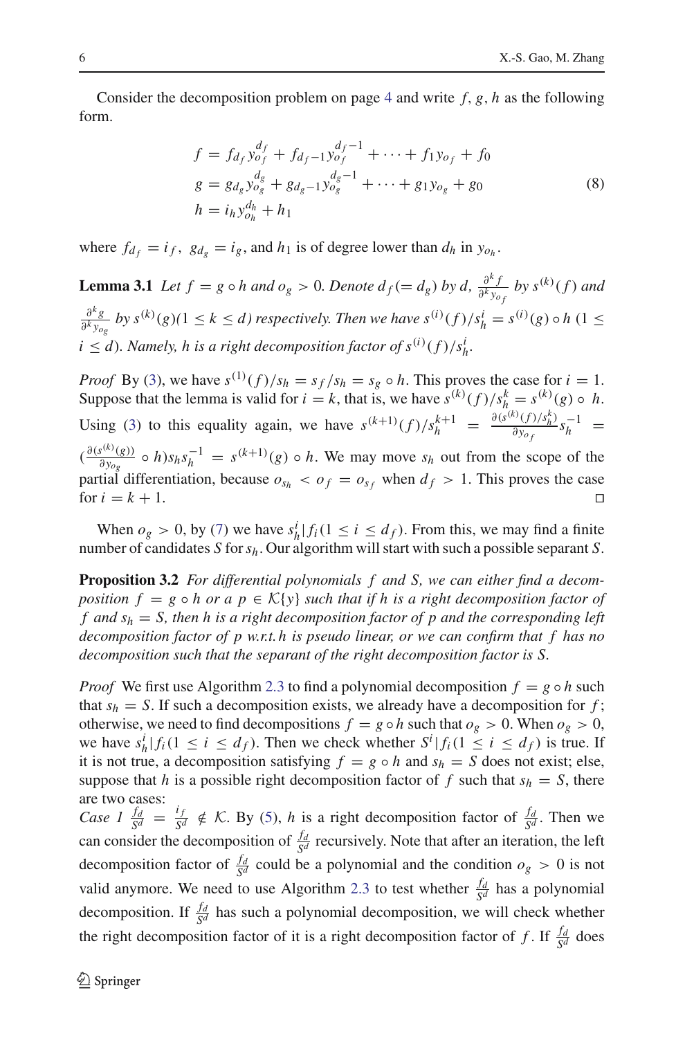Consider the decomposition problem on page 4 and write $f$, $g$, $h$ as the following form.

$$
\begin{aligned}
f &= f_{d_f} y_{o_f}^{d_f} + f_{d_f-1} y_{o_f}^{d_f-1} + \cdots + f_1 y_{o_f} + f_0 \\
g &= g_{d_g} y_{o_g}^{d_g} + g_{d_g-1} y_{o_g}^{d_g-1} + \cdots + g_1 y_{o_g} + g_0 \\
h &= i_h y_{o_h}^{d_h} + h_1
\end{aligned} \tag{8}
$$

where $f_{d_f} = i_f$, $g_{d_g} = i_g$, and $h_1$ is of degree lower than $d_h$ in $y_{o_h}$.

**Lemma 3.1** *Let $f = g \circ h$ and $o_g > 0$. Denote $d_f (= d_g)$ by $d$, $\frac{\partial^k f}{\partial^k y_{o_f}}$ by $s^{(k)}(f)$ and $\frac{\partial^k g}{\partial^k y_{o_g}}$ by $s^{(k)}(g) (1 \leq k \leq d)$ respectively. Then we have $s^{(i)}(f)/s_h^i = s^{(i)}(g) \circ h$ $(1 \leq i \leq d)$. Namely, $h$ is a right decomposition factor of $s^{(i)}(f)/s_h^i$.*

*Proof* By (3), we have $s^{(1)}(f)/s_h = s_f/s_h = s_g \circ h$. This proves the case for $i = 1$. Suppose that the lemma is valid for $i = k$, that is, we have $s^{(k)}(f)/s_h^k = s^{(k)}(g) \circ h$. Using (3) to this equality again, we have $s^{(k+1)}(f)/s_h^{k+1} = \frac{\partial (s^{(k)}(f)/s_h^k)}{\partial y_{o_f}} s_h^{-1} = (\frac{\partial (s^{(k)}(g))}{\partial y_{o_g}} \circ h) s_h s_h^{-1} = s^{(k+1)}(g) \circ h$. We may move $s_h$ out from the scope of the partial differentiation, because $o_{s_h} < o_f = o_{s_f}$ when $d_f > 1$. This proves the case for $i = k + 1$. □

When $o_g > 0$, by (7) we have $s_h^i | f_i (1 \leq i \leq d_f)$. From this, we may find a finite number of candidates $S$ for $s_h$. Our algorithm will start with such a possible separant $S$.

**Proposition 3.2** *For differential polynomials $f$ and $S$, we can either find a decomposition $f = g \circ h$ or a $p \in \mathcal{K}\{y\}$ such that if $h$ is a right decomposition factor of $f$ and $s_h = S$, then $h$ is a right decomposition factor of $p$ and the corresponding left decomposition factor of $p$ w.r.t. $h$ is pseudo linear, or we can confirm that $f$ has no decomposition such that the separant of the right decomposition factor is $S$.*

*Proof* We first use Algorithm 2.3 to find a polynomial decomposition $f = g \circ h$ such that $s_h = S$. If such a decomposition exists, we already have a decomposition for $f$; otherwise, we need to find decompositions $f = g \circ h$ such that $o_g > 0$. When $o_g > 0$, we have $s_h^i | f_i (1 \leq i \leq d_f)$. Then we check whether $S^i | f_i (1 \leq i \leq d_f)$ is true. If it is not true, a decomposition satisfying $f = g \circ h$ and $s_h = S$ does not exist; else, suppose that $h$ is a possible right decomposition factor of $f$ such that $s_h = S$, there are two cases:

*Case 1* $\frac{f_d}{S^d} = \frac{i_f}{S^d} \notin \mathcal{K}$. By (5), $h$ is a right decomposition factor of $\frac{f_d}{S^d}$. Then we can consider the decomposition of $\frac{f_d}{S^d}$ recursively. Note that after an iteration, the left decomposition factor of $\frac{f_d}{S^d}$ could be a polynomial and the condition $o_g > 0$ is not valid anymore. We need to use Algorithm 2.3 to test whether $\frac{f_d}{S^d}$ has a polynomial decomposition. If $\frac{f_d}{S^d}$ has such a polynomial decomposition, we will check whether the right decomposition factor of it is a right decomposition factor of $f$. If $\frac{f_d}{S^d}$ does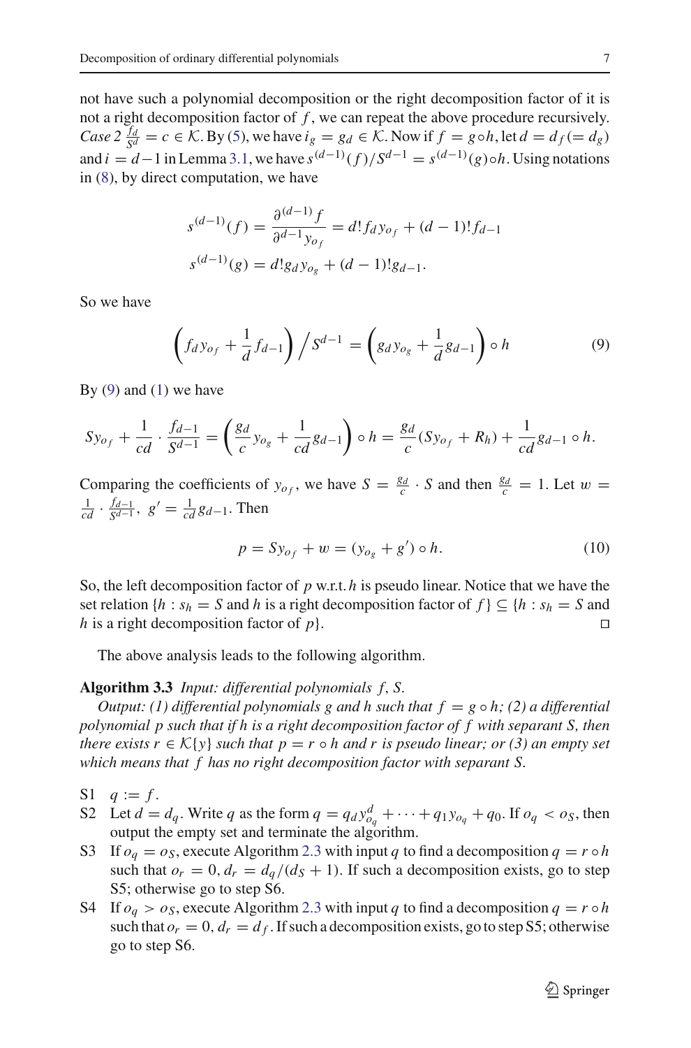not have such a polynomial decomposition or the right decomposition factor of it is not a right decomposition factor of $f$, we can repeat the above procedure recursively. *Case 2* $\frac{f_d}{S^d} = c \in \mathcal{K}$. By (5), we have $i_g = g_d \in \mathcal{K}$. Now if $f = g \circ h$, let $d = d_f (= d_g)$ and $i = d-1$ in Lemma 3.1, we have $s^{(d-1)}(f)/S^{d-1} = s^{(d-1)}(g) \circ h$. Using notations in (8), by direct computation, we have

$$s^{(d-1)}(f) = \frac{\partial^{(d-1)} f}{\partial^{d-1} y_{o_f}} = d! f_d y_{o_f} + (d-1)! f_{d-1}$$

$$s^{(d-1)}(g) = d! g_d y_{o_g} + (d-1)! g_{d-1}.$$

So we have

$$\left( f_d y_{o_f} + \frac{1}{d} f_{d-1} \right) \Big/ S^{d-1} = \left( g_d y_{o_g} + \frac{1}{d} g_{d-1} \right) \circ h \tag{9}$$

By (9) and (1) we have

$$S y_{o_f} + \frac{1}{cd} \cdot \frac{f_{d-1}}{S^{d-1}} = \left( \frac{g_d}{c} y_{o_g} + \frac{1}{cd} g_{d-1} \right) \circ h = \frac{g_d}{c} (S y_{o_f} + R_h) + \frac{1}{cd} g_{d-1} \circ h.$$

Comparing the coefficients of $y_{o_f}$, we have $S = \frac{g_d}{c} \cdot S$ and then $\frac{g_d}{c} = 1$. Let $w = \frac{1}{cd} \cdot \frac{f_{d-1}}{S^{d-1}}$, $g' = \frac{1}{cd} g_{d-1}$. Then

$$p = S y_{o_f} + w = (y_{o_g} + g') \circ h. \tag{10}$$

So, the left decomposition factor of $p$ w.r.t. $h$ is pseudo linear. Notice that we have the set relation $\{h : s_h = S$ and $h$ is a right decomposition factor of $f\} \subseteq \{h : s_h = S$ and $h$ is a right decomposition factor of $p\}$. □

The above analysis leads to the following algorithm.

**Algorithm 3.3** *Input: differential polynomials $f$, $S$.*

*Output: (1) differential polynomials $g$ and $h$ such that $f = g \circ h$; (2) a differential polynomial $p$ such that if $h$ is a right decomposition factor of $f$ with separant $S$, then there exists $r \in \mathcal{K}\{y\}$ such that $p = r \circ h$ and $r$ is pseudo linear; or (3) an empty set which means that $f$ has no right decomposition factor with separant $S$.*

- S1 $q := f$.
- S2 Let $d = d_q$. Write $q$ as the form $q = q_d y_{o_q}^d + \cdots + q_1 y_{o_q} + q_0$. If $o_q < o_S$, then output the empty set and terminate the algorithm.
- S3 If $o_q = o_S$, execute Algorithm 2.3 with input $q$ to find a decomposition $q = r \circ h$ such that $o_r = 0$, $d_r = d_q/(d_S + 1)$. If such a decomposition exists, go to step S5; otherwise go to step S6.
- S4 If $o_q > o_S$, execute Algorithm 2.3 with input $q$ to find a decomposition $q = r \circ h$ such that $o_r = 0$, $d_r = d_f$. If such a decomposition exists, go to step S5; otherwise go to step S6.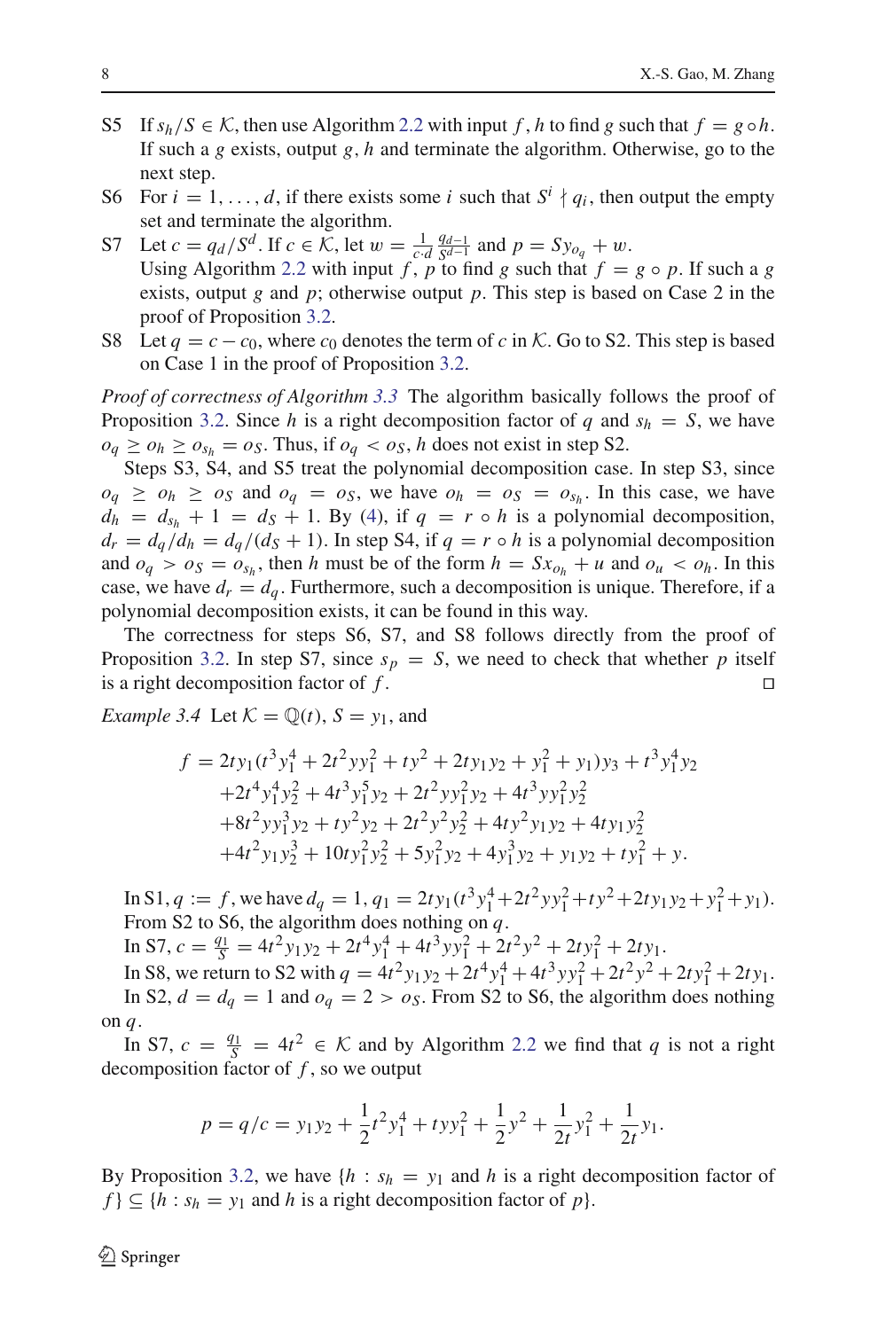- S5 If $s_h/S \in \mathcal{K}$, then use Algorithm 2.2 with input $f, h$ to find $g$ such that $f = g \circ h$. If such a $g$ exists, output $g, h$ and terminate the algorithm. Otherwise, go to the next step.
- S6 For $i = 1, \ldots, d$, if there exists some $i$ such that $S^i \nmid q_i$, then output the empty set and terminate the algorithm.
- S7 Let $c = q_d/S^d$. If $c \in \mathcal{K}$, let $w = \frac{1}{c \cdot d} \frac{q_{d-1}}{S^{d-1}}$ and $p = Sy_{o_q} + w$. Using Algorithm 2.2 with input $f, p$ to find $g$ such that $f = g \circ p$. If such a $g$ exists, output $g$ and $p$; otherwise output $p$. This step is based on Case 2 in the proof of Proposition 3.2.
- S8 Let $q = c - c_0$, where $c_0$ denotes the term of $c$ in $\mathcal{K}$. Go to S2. This step is based on Case 1 in the proof of Proposition 3.2.

*Proof of correctness of Algorithm 3.3* The algorithm basically follows the proof of Proposition 3.2. Since $h$ is a right decomposition factor of $q$ and $s_h = S$, we have $o_q \geq o_h \geq o_{s_h} = o_S$. Thus, if $o_q < o_S$, $h$ does not exist in step S2.

Steps S3, S4, and S5 treat the polynomial decomposition case. In step S3, since $o_q \geq o_h \geq o_S$ and $o_q = o_S$, we have $o_h = o_S = o_{s_h}$. In this case, we have $d_h = d_{s_h} + 1 = d_S + 1$. By (4), if $q = r \circ h$ is a polynomial decomposition, $d_r = d_q/d_h = d_q/(d_S + 1)$. In step S4, if $q = r \circ h$ is a polynomial decomposition and $o_q > o_S = o_{s_h}$, then $h$ must be of the form $h = Sx_{o_h} + u$ and $o_u < o_h$. In this case, we have $d_r = d_q$. Furthermore, such a decomposition is unique. Therefore, if a polynomial decomposition exists, it can be found in this way.

The correctness for steps S6, S7, and S8 follows directly from the proof of Proposition 3.2. In step S7, since $s_p = S$, we need to check that whether $p$ itself is a right decomposition factor of $f$. □

*Example 3.4* Let $\mathcal{K} = \mathbb{Q}(t)$, $S = y_1$, and

$$
\begin{aligned}
f = & \; 2ty_1(t^3y_1^4 + 2t^2yy_1^2 + ty^2 + 2ty_1y_2 + y_1^2 + y_1)y_3 + t^3y_1^4y_2 \\
& + 2t^4y_1^4y_2^2 + 4t^3y_1^5y_2 + 2t^2yy_1^2y_2 + 4t^3yy_1^2y_2^2 \\
& + 8t^2yy_1^3y_2 + ty^2y_2 + 2t^2y^2y_2^2 + 4ty^2y_1y_2 + 4ty_1y_2^2 \\
& + 4t^2y_1y_2^3 + 10ty_1^2y_2^2 + 5y_1^2y_2 + 4y_1^3y_2 + y_1y_2 + ty_1^2 + y.
\end{aligned}
$$

In S1, $q := f$, we have $d_q = 1$, $q_1 = 2ty_1(t^3y_1^4 + 2t^2yy_1^2 + ty^2 + 2ty_1y_2 + y_1^2 + y_1)$.
From S2 to S6, the algorithm does nothing on $q$.
In S7, $c = \frac{q_1}{S} = 4t^2y_1y_2 + 2t^4y_1^4 + 4t^3yy_1^2 + 2t^2y^2 + 2ty_1^2 + 2ty_1$.
In S8, we return to S2 with $q = 4t^2y_1y_2 + 2t^4y_1^4 + 4t^3yy_1^2 + 2t^2y^2 + 2ty_1^2 + 2ty_1$.
In S2, $d = d_q = 1$ and $o_q = 2 > o_S$. From S2 to S6, the algorithm does nothing on $q$.

In S7, $c = \frac{q_1}{S} = 4t^2 \in \mathcal{K}$ and by Algorithm 2.2 we find that $q$ is not a right decomposition factor of $f$, so we output

$$
p = q/c = y_1y_2 + \frac{1}{2}t^2y_1^4 + tyy_1^2 + \frac{1}{2}y^2 + \frac{1}{2t}y_1^2 + \frac{1}{2t}y_1.
$$

By Proposition 3.2, we have $\{h : s_h = y_1$ and $h$ is a right decomposition factor of $f\} \subseteq \{h : s_h = y_1$ and $h$ is a right decomposition factor of $p\}$.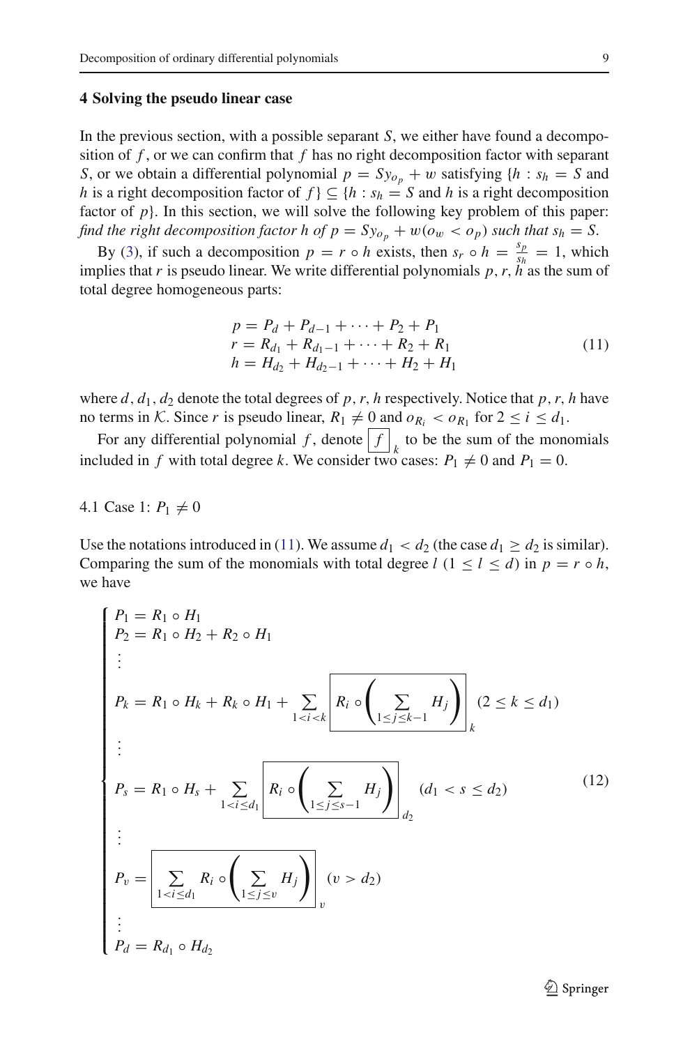## 4 Solving the pseudo linear case

In the previous section, with a possible separant $S$, we either have found a decomposition of $f$, or we can confirm that $f$ has no right decomposition factor with separant $S$, or we obtain a differential polynomial $p = Sy_{o_p} + w$ satisfying $\{h : s_h = S$ and $h$ is a right decomposition factor of $f\} \subseteq \{h : s_h = S$ and $h$ is a right decomposition factor of $p\}$. In this section, we will solve the following key problem of this paper: *find the right decomposition factor $h$ of $p = Sy_{o_p} + w(o_w < o_p)$ such that $s_h = S$.*

By (3), if such a decomposition $p = r \circ h$ exists, then $s_r \circ h = \frac{s_p}{s_h} = 1$, which implies that $r$ is pseudo linear. We write differential polynomials $p, r, h$ as the sum of total degree homogeneous parts:

$$
\begin{aligned}
p &= P_d + P_{d-1} + \cdots + P_2 + P_1 \\
r &= R_{d_1} + R_{d_1-1} + \cdots + R_2 + R_1 \\
h &= H_{d_2} + H_{d_2-1} + \cdots + H_2 + H_1
\end{aligned}
\tag{11}
$$

where $d, d_1, d_2$ denote the total degrees of $p, r, h$ respectively. Notice that $p, r, h$ have no terms in $\mathcal{K}$. Since $r$ is pseudo linear, $R_1 \neq 0$ and $o_{R_i} < o_{R_1}$ for $2 \leq i \leq d_1$.

For any differential polynomial $f$, denote $\boxed{f}_k$ to be the sum of the monomials included in $f$ with total degree $k$. We consider two cases: $P_1 \neq 0$ and $P_1 = 0$.

### 4.1 Case 1: $P_1 \neq 0$

Use the notations introduced in (11). We assume $d_1 < d_2$ (the case $d_1 \geq d_2$ is similar). Comparing the sum of the monomials with total degree $l$ $(1 \leq l \leq d)$ in $p = r \circ h$, we have

$$
\begin{cases}
P_1 = R_1 \circ H_1 \\
P_2 = R_1 \circ H_2 + R_2 \circ H_1 \\
\vdots \\
P_k = R_1 \circ H_k + R_k \circ H_1 + \sum_{1<i<k} \boxed{R_i \circ \left( \sum_{1 \leq j \leq k-1} H_j \right)}_k \quad (2 \leq k \leq d_1) \\
\vdots \\
P_s = R_1 \circ H_s + \sum_{1<i \leq d_1} \boxed{R_i \circ \left( \sum_{1 \leq j \leq s-1} H_j \right)}_{d_2} \quad (d_1 < s \leq d_2) \\
\vdots \\
P_v = \boxed{\sum_{1<i \leq d_1} R_i \circ \left( \sum_{1 \leq j \leq v} H_j \right)}_v \quad (v > d_2) \\
\vdots \\
P_d = R_{d_1} \circ H_{d_2}
\end{cases}
\tag{12}
$$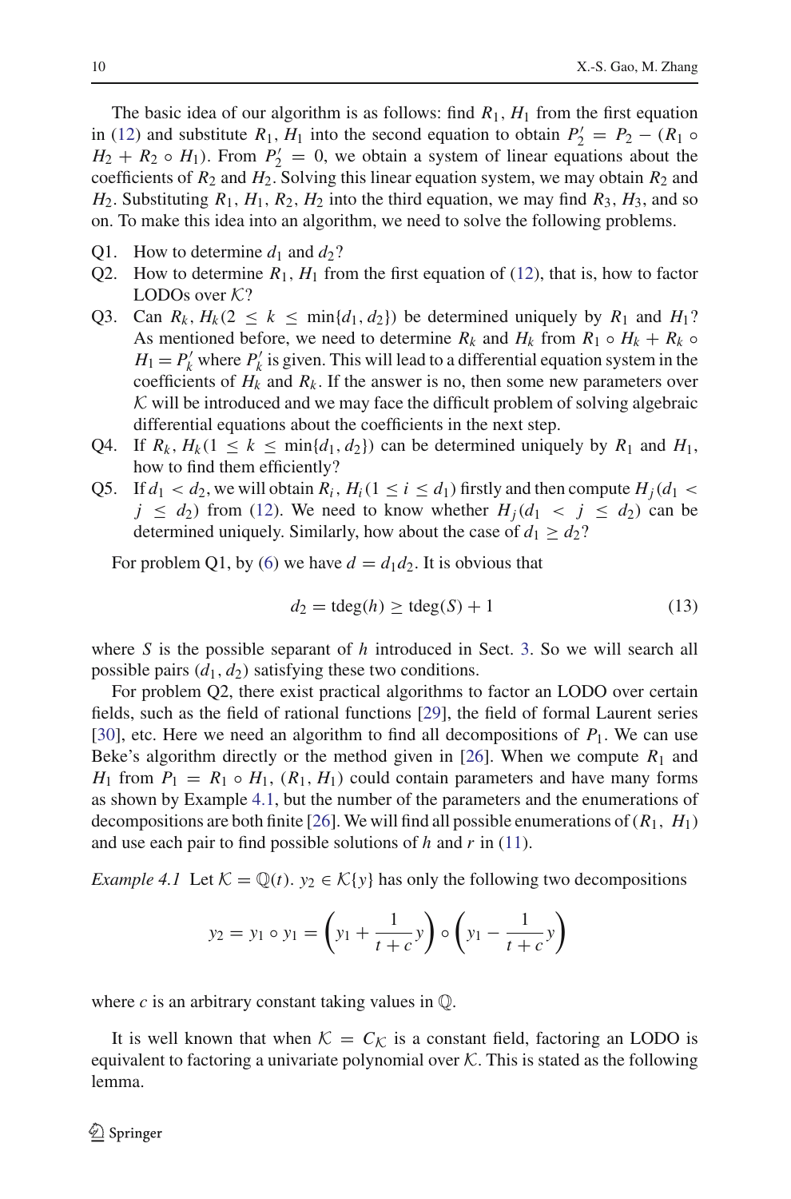The basic idea of our algorithm is as follows: find $R_1, H_1$ from the first equation in (12) and substitute $R_1, H_1$ into the second equation to obtain $P_2' = P_2 - (R_1 \circ H_2 + R_2 \circ H_1)$. From $P_2' = 0$, we obtain a system of linear equations about the coefficients of $R_2$ and $H_2$. Solving this linear equation system, we may obtain $R_2$ and $H_2$. Substituting $R_1, H_1, R_2, H_2$ into the third equation, we may find $R_3, H_3$, and so on. To make this idea into an algorithm, we need to solve the following problems.

- Q1. How to determine $d_1$ and $d_2$?
- Q2. How to determine $R_1, H_1$ from the first equation of (12), that is, how to factor LODOs over $\mathcal{K}$?
- Q3. Can $R_k, H_k (2 \leq k \leq \min\{d_1, d_2\})$ be determined uniquely by $R_1$ and $H_1$? As mentioned before, we need to determine $R_k$ and $H_k$ from $R_1 \circ H_k + R_k \circ H_1 = P_k'$ where $P_k'$ is given. This will lead to a differential equation system in the coefficients of $H_k$ and $R_k$. If the answer is no, then some new parameters over $\mathcal{K}$ will be introduced and we may face the difficult problem of solving algebraic differential equations about the coefficients in the next step.
- Q4. If $R_k, H_k (1 \leq k \leq \min\{d_1, d_2\})$ can be determined uniquely by $R_1$ and $H_1$, how to find them efficiently?
- Q5. If $d_1 < d_2$, we will obtain $R_i, H_i (1 \leq i \leq d_1)$ firstly and then compute $H_j (d_1 < j \leq d_2)$ from (12). We need to know whether $H_j (d_1 < j \leq d_2)$ can be determined uniquely. Similarly, how about the case of $d_1 \geq d_2$?

For problem Q1, by (6) we have $d = d_1 d_2$. It is obvious that

$$d_2 = \text{tdeg}(h) \geq \text{tdeg}(S) + 1 \tag{13}$$

where $S$ is the possible separant of $h$ introduced in Sect. 3. So we will search all possible pairs $(d_1, d_2)$ satisfying these two conditions.

For problem Q2, there exist practical algorithms to factor an LODO over certain fields, such as the field of rational functions [29], the field of formal Laurent series [30], etc. Here we need an algorithm to find all decompositions of $P_1$. We can use Beke's algorithm directly or the method given in [26]. When we compute $R_1$ and $H_1$ from $P_1 = R_1 \circ H_1$, $(R_1, H_1)$ could contain parameters and have many forms as shown by Example 4.1, but the number of the parameters and the enumerations of decompositions are both finite [26]. We will find all possible enumerations of $(R_1, H_1)$ and use each pair to find possible solutions of $h$ and $r$ in (11).

*Example 4.1* Let $\mathcal{K} = \mathbb{Q}(t)$. $y_2 \in \mathcal{K}\{y\}$ has only the following two decompositions

$$y_2 = y_1 \circ y_1 = \left(y_1 + \frac{1}{t+c}y\right) \circ \left(y_1 - \frac{1}{t+c}y\right)$$

where $c$ is an arbitrary constant taking values in $\mathbb{Q}$.

It is well known that when $\mathcal{K} = C_{\mathcal{K}}$ is a constant field, factoring an LODO is equivalent to factoring a univariate polynomial over $\mathcal{K}$. This is stated as the following lemma.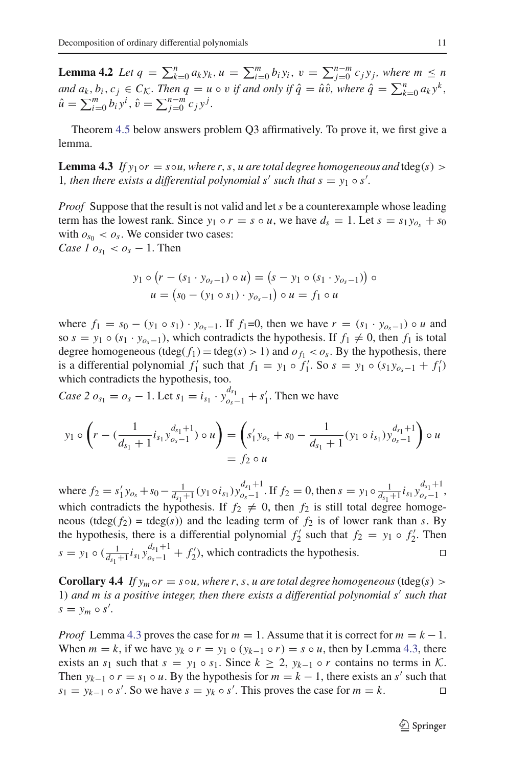**Lemma 4.2** *Let $q = \sum_{k=0}^{n} a_k y_k$, $u = \sum_{i=0}^{m} b_i y_i$, $v = \sum_{j=0}^{n-m} c_j y_j$, where $m \le n$ and $a_k, b_i, c_j \in C_{\mathcal{K}}$. Then $q = u \circ v$ if and only if $\hat{q} = \hat{u}\hat{v}$, where $\hat{q} = \sum_{k=0}^{n} a_k y^k$, $\hat{u} = \sum_{i=0}^{m} b_i y^i$, $\hat{v} = \sum_{j=0}^{n-m} c_j y^j$.*

Theorem 4.5 below answers problem Q3 affirmatively. To prove it, we first give a lemma.

**Lemma 4.3** *If $y_1 \circ r = s \circ u$, where $r, s, u$ are total degree homogeneous and* $\operatorname{tdeg}(s) > 1$*, then there exists a differential polynomial $s'$ such that $s = y_1 \circ s'$.*

*Proof* Suppose that the result is not valid and let $s$ be a counterexample whose leading term has the lowest rank. Since $y_1 \circ r = s \circ u$, we have $d_s = 1$. Let $s = s_1 y_{o_s} + s_0$ with $o_{s_0} < o_s$. We consider two cases:
*Case 1* $o_{s_1} < o_s - 1$. Then

$$y_1 \circ \left(r - (s_1 \cdot y_{o_s - 1}) \circ u\right) = \left(s - y_1 \circ (s_1 \cdot y_{o_s-1})\right) \circ \\ u = \left(s_0 - (y_1 \circ s_1) \cdot y_{o_s-1}\right) \circ u = f_1 \circ u$$

where $f_1 = s_0 - (y_1 \circ s_1) \cdot y_{o_s-1}$. If $f_1$=0, then we have $r = (s_1 \cdot y_{o_s-1}) \circ u$ and so $s = y_1 \circ (s_1 \cdot y_{o_s-1})$, which contradicts the hypothesis. If $f_1 \neq 0$, then $f_1$ is total degree homogeneous ($\operatorname{tdeg}(f_1) = \operatorname{tdeg}(s) > 1$) and $o_{f_1} < o_s$. By the hypothesis, there is a differential polynomial $f_1'$ such that $f_1 = y_1 \circ f_1'$. So $s = y_1 \circ (s_1 y_{o_s-1} + f_1')$ which contradicts the hypothesis, too.
*Case 2* $o_{s_1} = o_s - 1$. Let $s_1 = i_{s_1} \cdot y_{o_s-1}^{d_{s_1}} + s_1'$. Then we have

$$y_1 \circ \left(r - (\frac{1}{d_{s_1}+1} i_{s_1} y_{o_s-1}^{d_{s_1}+1}) \circ u\right) = \left(s_1' y_{o_s} + s_0 - \frac{1}{d_{s_1}+1}(y_1 \circ i_{s_1}) y_{o_s-1}^{d_{s_1}+1}\right) \circ u \\ = f_2 \circ u$$

where $f_2 = s_1' y_{o_s} + s_0 - \frac{1}{d_{s_1}+1}(y_1 \circ i_{s_1}) y_{o_s-1}^{d_{s_1}+1}$. If $f_2 = 0$, then $s = y_1 \circ \frac{1}{d_{s_1}+1} i_{s_1} y_{o_s-1}^{d_{s_1}+1}$, which contradicts the hypothesis. If $f_2 \neq 0$, then $f_2$ is still total degree homogeneous ($\operatorname{tdeg}(f_2)$ = $\operatorname{tdeg}(s)$) and the leading term of $f_2$ is of lower rank than $s$. By the hypothesis, there is a differential polynomial $f_2'$ such that $f_2 = y_1 \circ f_2'$. Then $s = y_1 \circ (\frac{1}{d_{s_1}+1} i_{s_1} y_{o_s-1}^{d_{s_1}+1} + f_2')$, which contradicts the hypothesis. □

**Corollary 4.4** *If $y_m \circ r = s \circ u$, where $r, s, u$ are total degree homogeneous* ($\operatorname{tdeg}(s) > 1$) *and $m$ is a positive integer, then there exists a differential polynomial $s'$ such that $s = y_m \circ s'$.*

*Proof* Lemma 4.3 proves the case for $m = 1$. Assume that it is correct for $m = k - 1$. When $m = k$, if we have $y_k \circ r = y_1 \circ (y_{k-1} \circ r) = s \circ u$, then by Lemma 4.3, there exists an $s_1$ such that $s = y_1 \circ s_1$. Since $k \geq 2$, $y_{k-1} \circ r$ contains no terms in $\mathcal{K}$. Then $y_{k-1} \circ r = s_1 \circ u$. By the hypothesis for $m = k - 1$, there exists an $s'$ such that $s_1 = y_{k-1} \circ s'$. So we have $s = y_k \circ s'$. This proves the case for $m = k$. □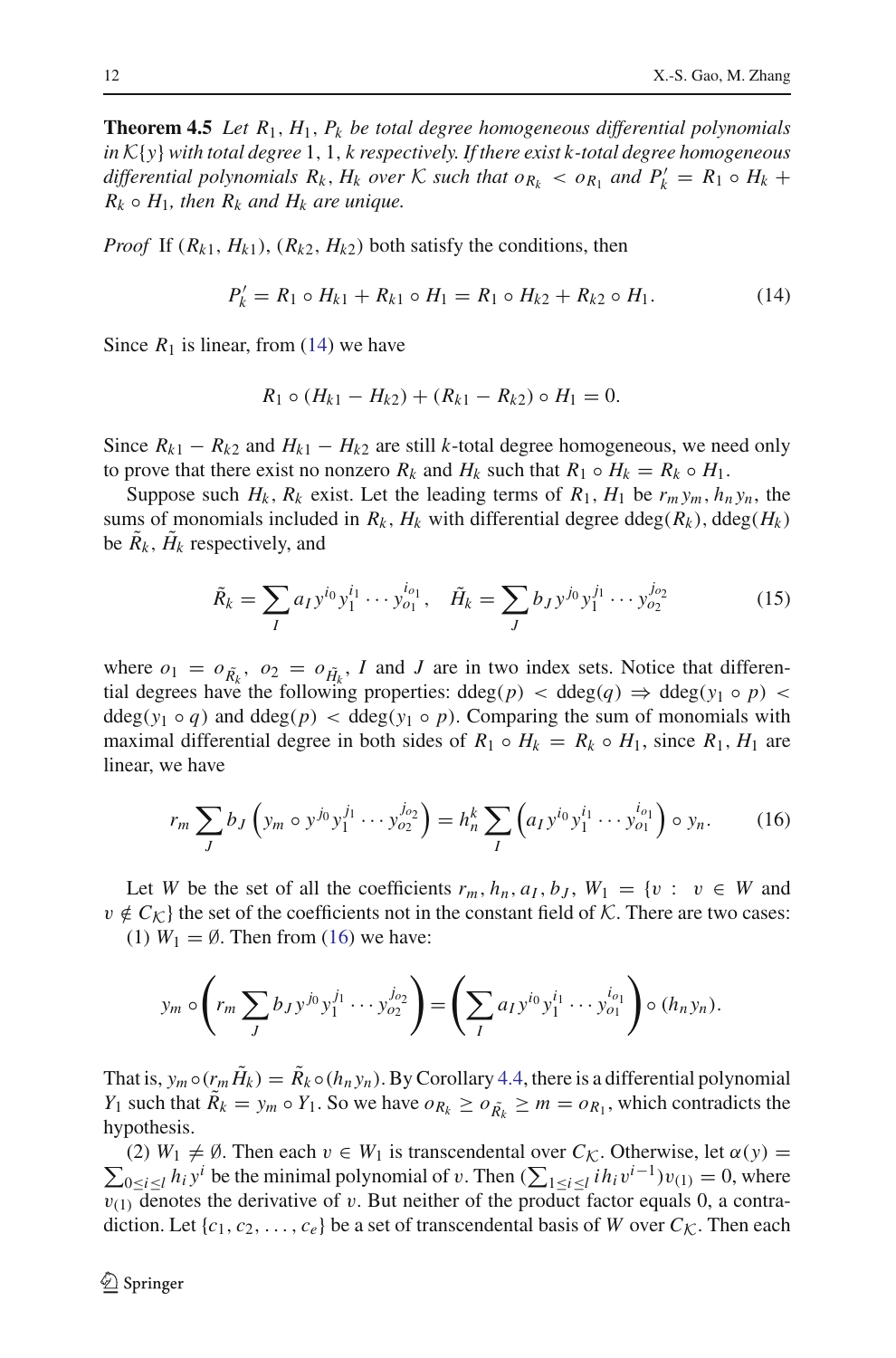**Theorem 4.5** *Let $R_1$, $H_1$, $P_k$ be total degree homogeneous differential polynomials in $\mathcal{K}\{y\}$ with total degree* 1, 1, *k respectively. If there exist k-total degree homogeneous differential polynomials $R_k$, $H_k$ over $\mathcal{K}$ such that $o_{R_k} < o_{R_1}$ and $P'_k = R_1 \circ H_k + R_k \circ H_1$, then $R_k$ and $H_k$ are unique.*

*Proof* If $(R_{k1}, H_{k1})$, $(R_{k2}, H_{k2})$ both satisfy the conditions, then

$$P'_k = R_1 \circ H_{k1} + R_{k1} \circ H_1 = R_1 \circ H_{k2} + R_{k2} \circ H_1. \tag{14}$$

Since $R_1$ is linear, from (14) we have

$$R_1 \circ (H_{k1} - H_{k2}) + (R_{k1} - R_{k2}) \circ H_1 = 0.$$

Since $R_{k1} - R_{k2}$ and $H_{k1} - H_{k2}$ are still $k$-total degree homogeneous, we need only to prove that there exist no nonzero $R_k$ and $H_k$ such that $R_1 \circ H_k = R_k \circ H_1$.

Suppose such $H_k$, $R_k$ exist. Let the leading terms of $R_1$, $H_1$ be $r_m y_m$, $h_n y_n$, the sums of monomials included in $R_k$, $H_k$ with differential degree $\mathrm{ddeg}(R_k)$, $\mathrm{ddeg}(H_k)$ be $\tilde{R}_k$, $\tilde{H}_k$ respectively, and

$$\tilde{R}_k = \sum_I a_I y^{i_0} y_1^{i_1} \cdots y_{o_1}^{i_{o_1}}, \quad \tilde{H}_k = \sum_J b_J y^{j_0} y_1^{j_1} \cdots y_{o_2}^{j_{o_2}} \tag{15}$$

where $o_1 = o_{\tilde{R}_k}$, $o_2 = o_{\tilde{H}_k}$, $I$ and $J$ are in two index sets. Notice that differential degrees have the following properties: $\mathrm{ddeg}(p) < \mathrm{ddeg}(q) \Rightarrow \mathrm{ddeg}(y_1 \circ p) < \mathrm{ddeg}(y_1 \circ q)$ and $\mathrm{ddeg}(p) < \mathrm{ddeg}(y_1 \circ p)$. Comparing the sum of monomials with maximal differential degree in both sides of $R_1 \circ H_k = R_k \circ H_1$, since $R_1$, $H_1$ are linear, we have

$$r_m \sum_J b_J \left( y_m \circ y^{j_0} y_1^{j_1} \cdots y_{o_2}^{j_{o_2}} \right) = h_n^k \sum_I \left( a_I y^{i_0} y_1^{i_1} \cdots y_{o_1}^{i_{o_1}} \right) \circ y_n. \tag{16}$$

Let $W$ be the set of all the coefficients $r_m, h_n, a_I, b_J$, $W_1 = \{v : v \in W$ and $v \notin C_{\mathcal{K}}\}$ the set of the coefficients not in the constant field of $\mathcal{K}$. There are two cases:

(1) $W_1 = \emptyset$. Then from (16) we have:

$$y_m \circ \left( r_m \sum_J b_J y^{j_0} y_1^{j_1} \cdots y_{o_2}^{j_{o_2}} \right) = \left( \sum_I a_I y^{i_0} y_1^{i_1} \cdots y_{o_1}^{i_{o_1}} \right) \circ (h_n y_n).$$

That is, $y_m \circ (r_m \tilde{H}_k) = \tilde{R}_k \circ (h_n y_n)$. By Corollary 4.4, there is a differential polynomial $Y_1$ such that $\tilde{R}_k = y_m \circ Y_1$. So we have $o_{R_k} \geq o_{\tilde{R}_k} \geq m = o_{R_1}$, which contradicts the hypothesis.

(2) $W_1 \neq \emptyset$. Then each $v \in W_1$ is transcendental over $C_{\mathcal{K}}$. Otherwise, let $\alpha(y) = \sum_{0 \leq i \leq l} h_i y^i$ be the minimal polynomial of $v$. Then $(\sum_{1 \leq i \leq l} i h_i v^{i-1}) v_{(1)} = 0$, where $v_{(1)}$ denotes the derivative of $v$. But neither of the product factor equals 0, a contradiction. Let $\{c_1, c_2, \ldots, c_e\}$ be a set of transcendental basis of $W$ over $C_{\mathcal{K}}$. Then each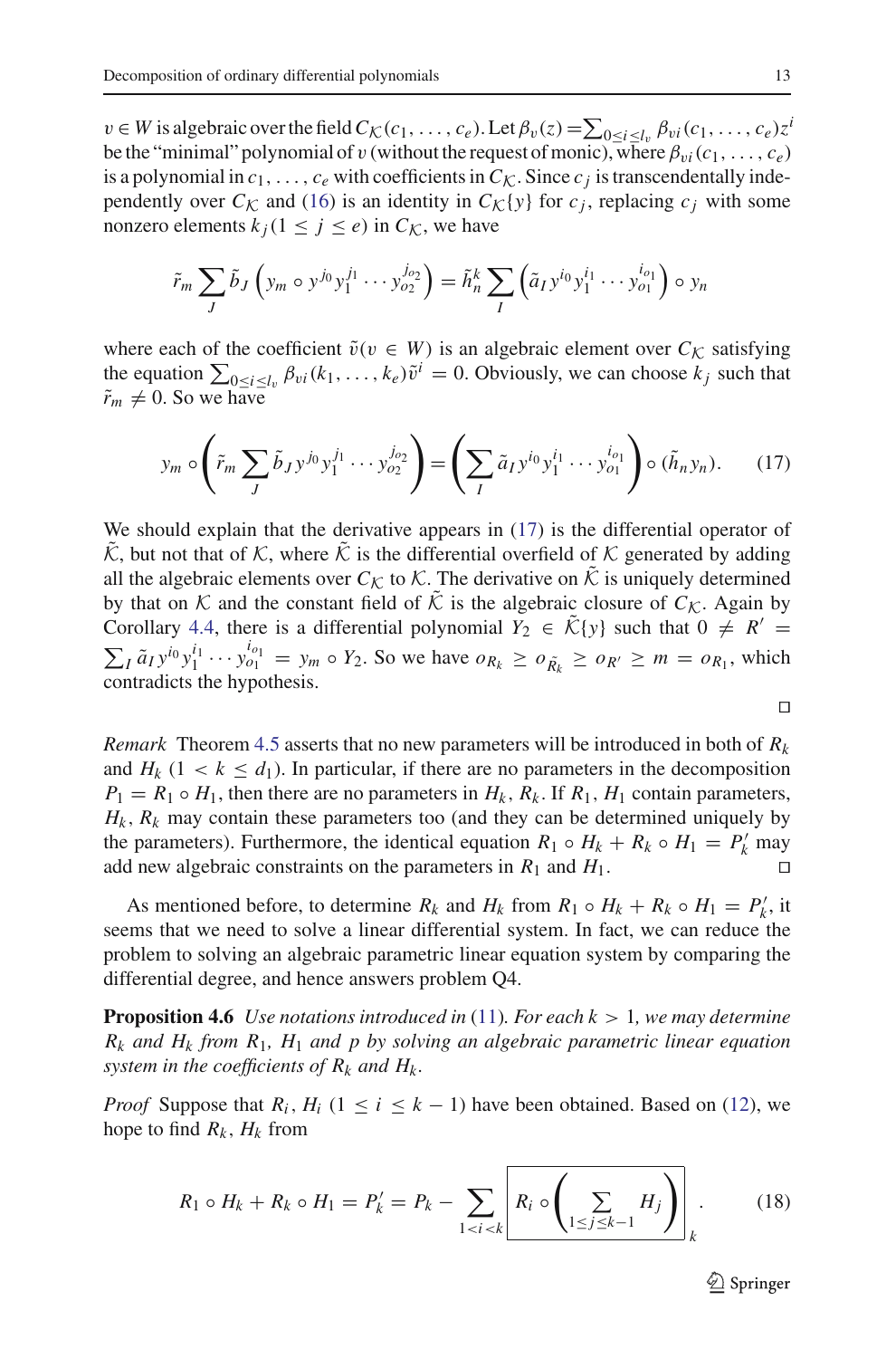$v \in W$ is algebraic over the field $C_{\mathcal{K}}(c_1, \ldots, c_e)$. Let $\beta_v(z) = \sum_{0\le i\le l_v} \beta_{vi}(c_1, \ldots, c_e) z^i$ be the "minimal" polynomial of $v$ (without the request of monic), where $\beta_{vi}(c_1, \ldots, c_e)$ is a polynomial in $c_1, \ldots, c_e$ with coefficients in $C_{\mathcal{K}}$. Since $c_j$ is transcendentally independently over $C_{\mathcal{K}}$ and (16) is an identity in $C_{\mathcal{K}}\{y\}$ for $c_j$, replacing $c_j$ with some nonzero elements $k_j (1 \le j \le e)$ in $C_{\mathcal{K}}$, we have

$$\tilde{r}_m \sum_J \tilde{b}_J \left( y_m \circ y^{j_0} y_1^{j_1} \cdots y_{o_2}^{j_{o_2}} \right) = \tilde{h}_n^k \sum_I \left( \tilde{a}_I y^{i_0} y_1^{i_1} \cdots y_{o_1}^{i_{o_1}} \right) \circ y_n$$

where each of the coefficient $\tilde{v}(v \in W)$ is an algebraic element over $C_{\mathcal{K}}$ satisfying the equation $\sum_{0\le i\le l_v} \beta_{vi}(k_1, \ldots, k_e)\tilde{v}^i = 0$. Obviously, we can choose $k_j$ such that $\tilde{r}_m \neq 0$. So we have

$$y_m \circ \left( \tilde{r}_m \sum_J \tilde{b}_J y^{j_0} y_1^{j_1} \cdots y_{o_2}^{j_{o_2}} \right) = \left( \sum_I \tilde{a}_I y^{i_0} y_1^{i_1} \cdots y_{o_1}^{i_{o_1}} \right) \circ (\tilde{h}_n y_n). \tag{17}$$

We should explain that the derivative appears in (17) is the differential operator of $\tilde{\mathcal{K}}$, but not that of $\mathcal{K}$, where $\tilde{\mathcal{K}}$ is the differential overfield of $\mathcal{K}$ generated by adding all the algebraic elements over $C_{\mathcal{K}}$ to $\mathcal{K}$. The derivative on $\tilde{\mathcal{K}}$ is uniquely determined by that on $\mathcal{K}$ and the constant field of $\tilde{\mathcal{K}}$ is the algebraic closure of $C_{\mathcal{K}}$. Again by Corollary 4.4, there is a differential polynomial $Y_2 \in \tilde{\mathcal{K}}\{y\}$ such that $0 \neq R' = \sum_I \tilde{a}_I y^{i_0} y_1^{i_1} \cdots y_{o_1}^{i_{o_1}} = y_m \circ Y_2$. So we have $o_{R_k} \ge o_{\tilde{R}_k} \ge o_{R'} \ge m = o_{R_1}$, which contradicts the hypothesis.

□

*Remark* Theorem 4.5 asserts that no new parameters will be introduced in both of $R_k$ and $H_k$ $(1 < k \le d_1)$. In particular, if there are no parameters in the decomposition $P_1 = R_1 \circ H_1$, then there are no parameters in $H_k$, $R_k$. If $R_1$, $H_1$ contain parameters, $H_k$, $R_k$ may contain these parameters too (and they can be determined uniquely by the parameters). Furthermore, the identical equation $R_1 \circ H_k + R_k \circ H_1 = P_k'$ may add new algebraic constraints on the parameters in $R_1$ and $H_1$. □

As mentioned before, to determine $R_k$ and $H_k$ from $R_1 \circ H_k + R_k \circ H_1 = P_k'$, it seems that we need to solve a linear differential system. In fact, we can reduce the problem to solving an algebraic parametric linear equation system by comparing the differential degree, and hence answers problem Q4.

**Proposition 4.6** *Use notations introduced in* (11)*. For each* $k > 1$*, we may determine* $R_k$ *and* $H_k$ *from* $R_1$*,* $H_1$ *and* $p$ *by solving an algebraic parametric linear equation system in the coefficients of* $R_k$ *and* $H_k$*.*

*Proof* Suppose that $R_i$, $H_i$ $(1 \le i \le k-1)$ have been obtained. Based on (12), we hope to find $R_k$, $H_k$ from

$$R_1 \circ H_k + R_k \circ H_1 = P_k' = P_k - \sum_{1<i<k} \boxed{R_i \circ \left( \sum_{1\le j\le k-1} H_j \right)}_k. \tag{18}$$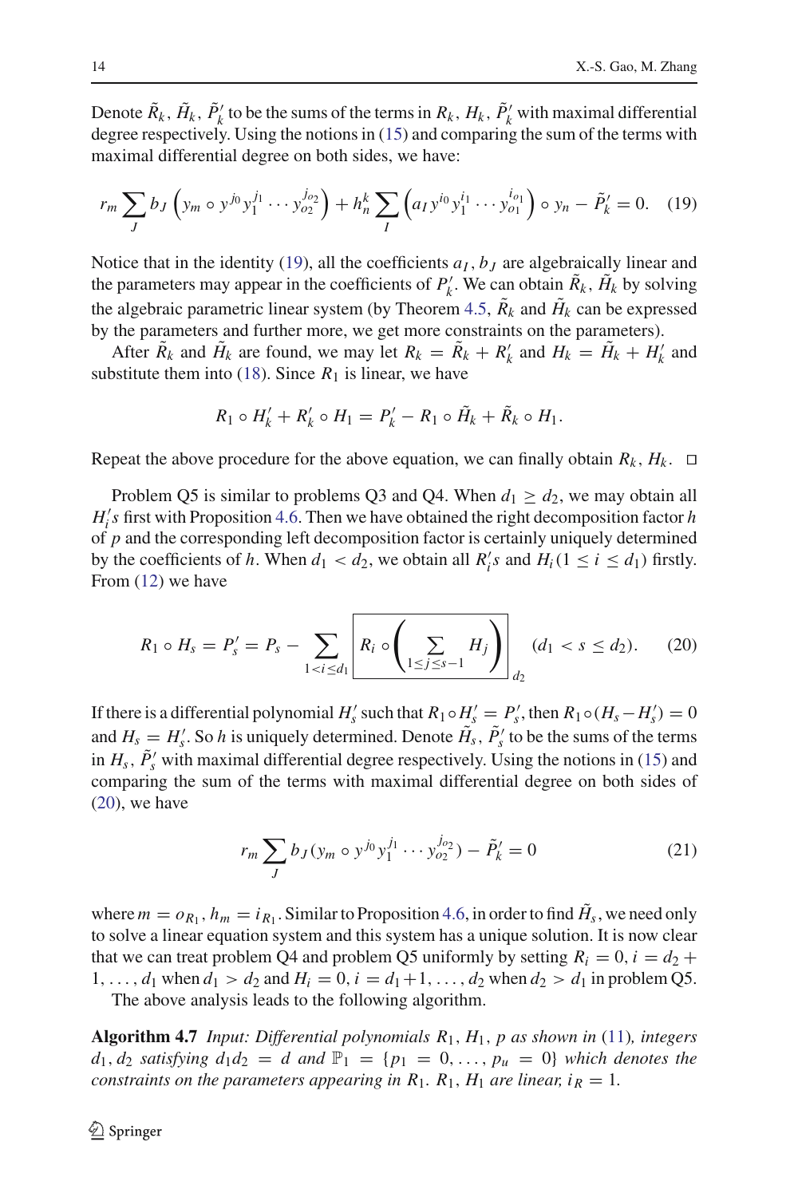Denote $\tilde{R}_k$, $\tilde{H}_k$, $\tilde{P}'_k$ to be the sums of the terms in $R_k$, $H_k$, $\tilde{P}'_k$ with maximal differential degree respectively. Using the notions in (15) and comparing the sum of the terms with maximal differential degree on both sides, we have:

$$r_m \sum_J b_J \left( y_m \circ y^{j_0} y_1^{j_1} \cdots y_{o2}^{j_{o2}} \right) + h_n^k \sum_I \left( a_I y^{i_0} y_1^{i_1} \cdots y_{o1}^{i_{o1}} \right) \circ y_n - \tilde{P}'_k = 0. \quad (19)$$

Notice that in the identity (19), all the coefficients $a_I, b_J$ are algebraically linear and the parameters may appear in the coefficients of $P'_k$. We can obtain $\tilde{R}_k$, $\tilde{H}_k$ by solving the algebraic parametric linear system (by Theorem 4.5, $\tilde{R}_k$ and $\tilde{H}_k$ can be expressed by the parameters and further more, we get more constraints on the parameters).

After $\tilde{R}_k$ and $\tilde{H}_k$ are found, we may let $R_k = \tilde{R}_k + R'_k$ and $H_k = \tilde{H}_k + H'_k$ and substitute them into (18). Since $R_1$ is linear, we have

$$R_1 \circ H'_k + R'_k \circ H_1 = P'_k - R_1 \circ \tilde{H}_k + \tilde{R}_k \circ H_1.$$

Repeat the above procedure for the above equation, we can finally obtain $R_k$, $H_k$. □

Problem Q5 is similar to problems Q3 and Q4. When $d_1 \geq d_2$, we may obtain all $H'_i s$ first with Proposition 4.6. Then we have obtained the right decomposition factor $h$ of $p$ and the corresponding left decomposition factor is certainly uniquely determined by the coefficients of $h$. When $d_1 < d_2$, we obtain all $R'_i s$ and $H_i (1 \leq i \leq d_1)$ firstly. From (12) we have

$$R_1 \circ H_s = P'_s = P_s - \sum_{1 < i \leq d_1} \boxed{R_i \circ \left( \sum_{1 \leq j \leq s-1} H_j \right)}_{d_2} \quad (d_1 < s \leq d_2). \quad (20)$$

If there is a differential polynomial $H'_s$ such that $R_1 \circ H'_s = P'_s$, then $R_1 \circ (H_s - H'_s) = 0$ and $H_s = H'_s$. So $h$ is uniquely determined. Denote $\tilde{H}_s$, $\tilde{P}'_s$ to be the sums of the terms in $H_s$, $\tilde{P}'_s$ with maximal differential degree respectively. Using the notions in (15) and comparing the sum of the terms with maximal differential degree on both sides of (20), we have

$$r_m \sum_J b_J (y_m \circ y^{j_0} y_1^{j_1} \cdots y_{o2}^{j_{o2}}) - \tilde{P}'_k = 0 \quad (21)$$

where $m = o_{R_1}$, $h_m = i_{R_1}$. Similar to Proposition 4.6, in order to find $\tilde{H}_s$, we need only to solve a linear equation system and this system has a unique solution. It is now clear that we can treat problem Q4 and problem Q5 uniformly by setting $R_i = 0, i = d_2 + 1, \ldots, d_1$ when $d_1 > d_2$ and $H_i = 0, i = d_1+1, \ldots, d_2$ when $d_2 > d_1$ in problem Q5.

The above analysis leads to the following algorithm.

**Algorithm 4.7** *Input: Differential polynomials* $R_1, H_1, p$ *as shown in* (11)*, integers* $d_1, d_2$ *satisfying* $d_1 d_2 = d$ *and* $\mathbb{P}_1 = \{p_1 = 0, \ldots, p_u = 0\}$ *which denotes the constraints on the parameters appearing in* $R_1$*.* $R_1, H_1$ *are linear,* $i_R = 1$*.*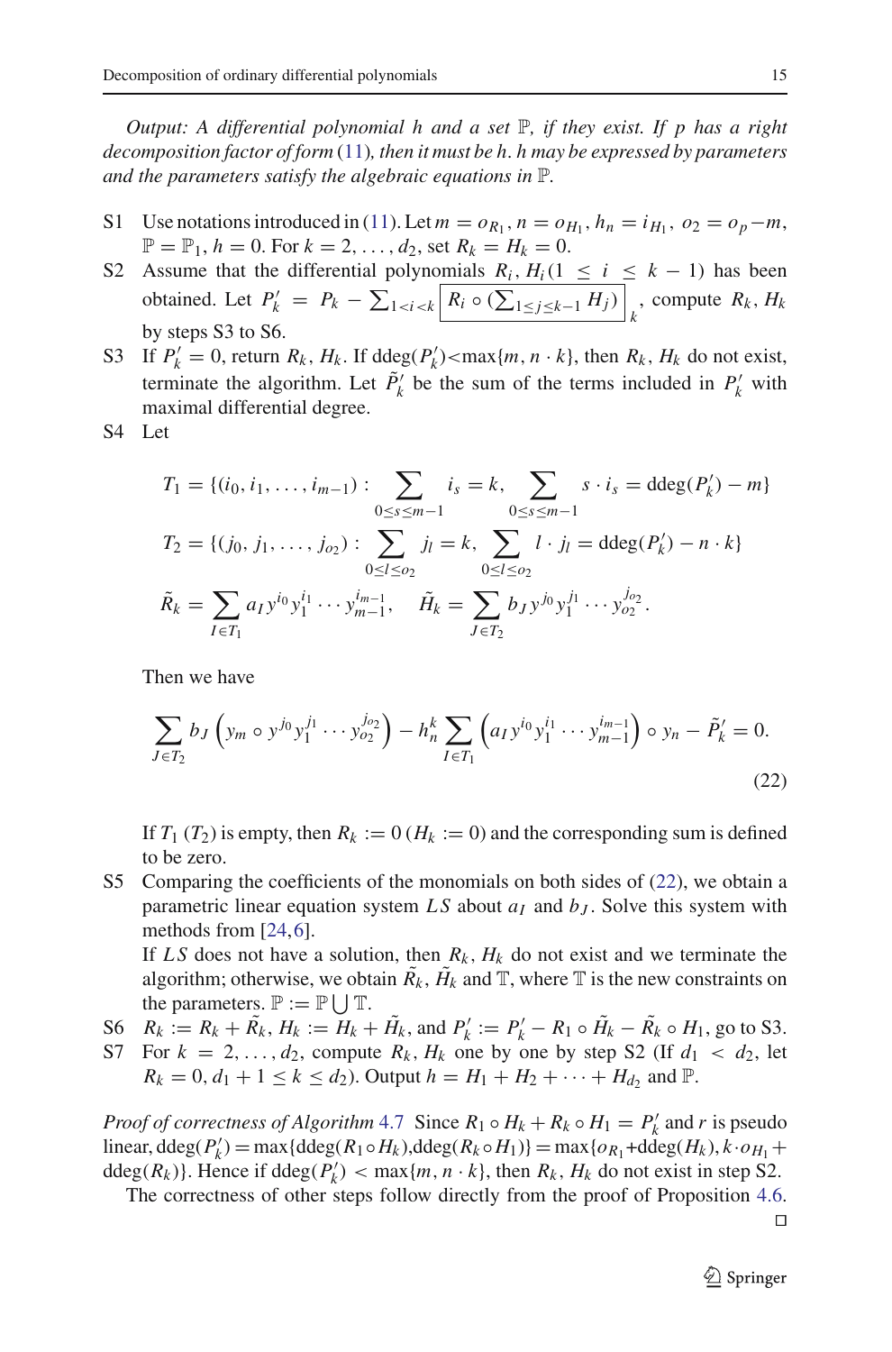*Output: A differential polynomial $h$ and a set $\mathbb{P}$, if they exist. If $p$ has a right decomposition factor of form (11), then it must be $h$. $h$ may be expressed by parameters and the parameters satisfy the algebraic equations in $\mathbb{P}$.*

- S1 Use notations introduced in (11). Let $m = o_{R_1}$, $n = o_{H_1}$, $h_n = i_{H_1}$, $o_2 = o_p - m$, $\mathbb{P} = \mathbb{P}_1$, $h = 0$. For $k = 2, \ldots, d_2$, set $R_k = H_k = 0$.
- S2 Assume that the differential polynomials $R_i, H_i (1 \leq i \leq k-1)$ has been obtained. Let $P'_k = P_k - \sum_{1<i<k} \boxed{R_i \circ (\sum_{1\leq j\leq k-1} H_j)}_k$, compute $R_k, H_k$ by steps S3 to S6.
- S3 If $P'_k = 0$, return $R_k, H_k$. If $\text{ddeg}(P'_k) < \max\{m, n \cdot k\}$, then $R_k, H_k$ do not exist, terminate the algorithm. Let $\tilde{P}'_k$ be the sum of the terms included in $P'_k$ with maximal differential degree.
- S4 Let

$$T_1 = \{(i_0, i_1, \ldots, i_{m-1}) : \sum_{0\leq s\leq m-1} i_s = k, \sum_{0\leq s\leq m-1} s \cdot i_s = \text{ddeg}(P'_k) - m\}$$

$$T_2 = \{(j_0, j_1, \ldots, j_{o_2}) : \sum_{0\leq l\leq o_2} j_l = k, \sum_{0\leq l\leq o_2} l \cdot j_l = \text{ddeg}(P'_k) - n \cdot k\}$$

$$\tilde{R}_k = \sum_{I\in T_1} a_I y^{i_0} y_1^{i_1} \cdots y_{m-1}^{i_{m-1}}, \quad \tilde{H}_k = \sum_{J\in T_2} b_J y^{j_0} y_1^{j_1} \cdots y_{o_2}^{j_{o_2}}.$$

  Then we have

$$\sum_{J\in T_2} b_J \left( y_m \circ y^{j_0} y_1^{j_1} \cdots y_{o_2}^{j_{o_2}} \right) - h_n^k \sum_{I\in T_1} \left( a_I y^{i_0} y_1^{i_1} \cdots y_{m-1}^{i_{m-1}} \right) \circ y_n - \tilde{P}'_k = 0. \tag{22}$$

  If $T_1$ ($T_2$) is empty, then $R_k := 0$ ($H_k := 0$) and the corresponding sum is defined to be zero.
- S5 Comparing the coefficients of the monomials on both sides of (22), we obtain a parametric linear equation system $LS$ about $a_I$ and $b_J$. Solve this system with methods from [24,6].
  If $LS$ does not have a solution, then $R_k, H_k$ do not exist and we terminate the algorithm; otherwise, we obtain $\tilde{R}_k, \tilde{H}_k$ and $\mathbb{T}$, where $\mathbb{T}$ is the new constraints on the parameters. $\mathbb{P} := \mathbb{P} \bigcup \mathbb{T}$.
- S6 $R_k := R_k + \tilde{R}_k$, $H_k := H_k + \tilde{H}_k$, and $P'_k := P'_k - R_1 \circ \tilde{H}_k - \tilde{R}_k \circ H_1$, go to S3.
- S7 For $k = 2, \ldots, d_2$, compute $R_k, H_k$ one by one by step S2 (If $d_1 < d_2$, let $R_k = 0, d_1 + 1 \leq k \leq d_2$). Output $h = H_1 + H_2 + \cdots + H_{d_2}$ and $\mathbb{P}$.

*Proof of correctness of Algorithm 4.7* Since $R_1 \circ H_k + R_k \circ H_1 = P'_k$ and $r$ is pseudo linear, $\text{ddeg}(P'_k) = \max\{\text{ddeg}(R_1 \circ H_k), \text{ddeg}(R_k \circ H_1)\} = \max\{o_{R_1} + \text{ddeg}(H_k), k \cdot o_{H_1} + \text{ddeg}(R_k)\}$. Hence if $\text{ddeg}(P'_k) < \max\{m, n \cdot k\}$, then $R_k, H_k$ do not exist in step S2.

The correctness of other steps follow directly from the proof of Proposition 4.6. □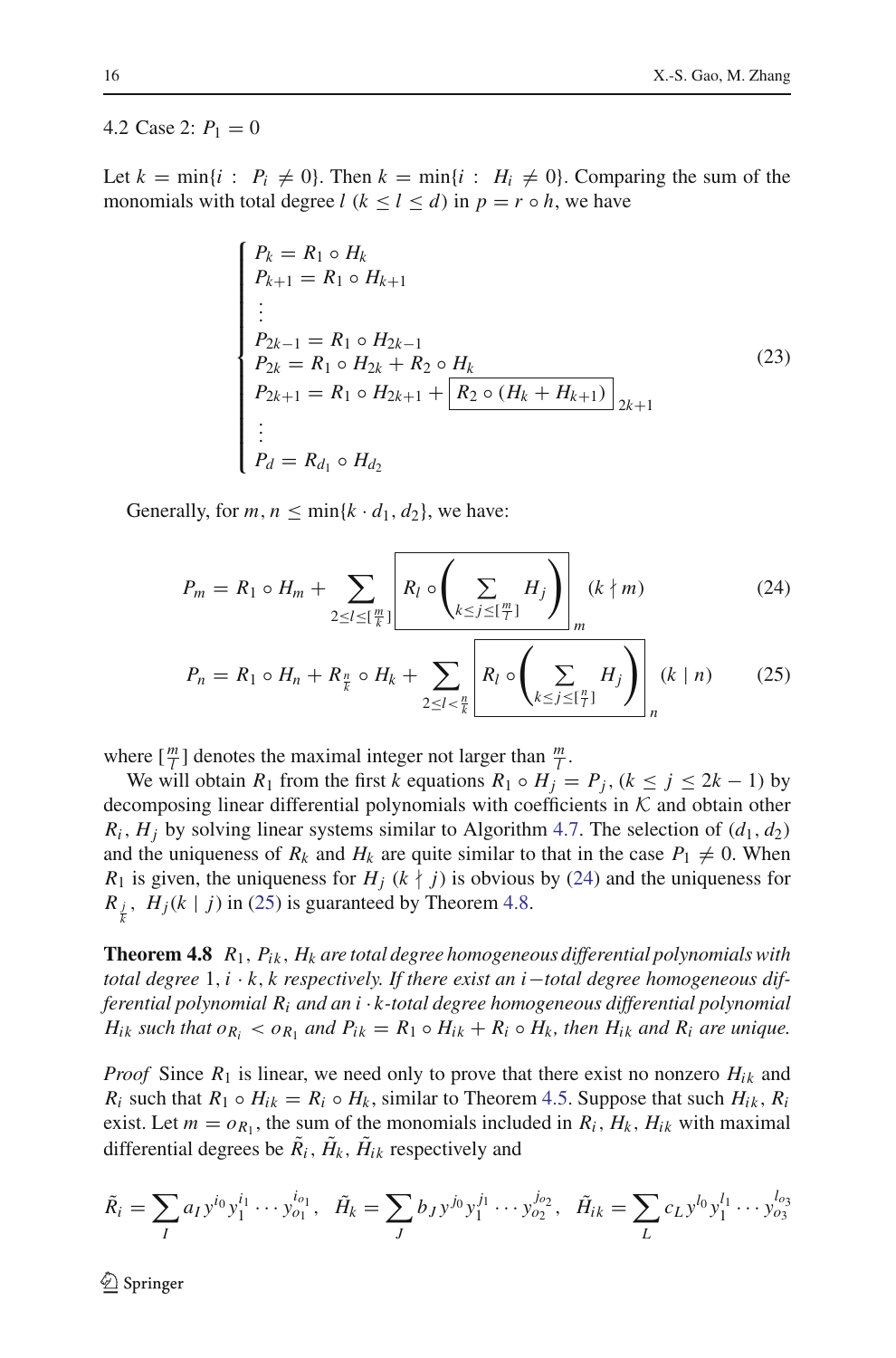### 4.2 Case 2: $P_1 = 0$

Let $k = \min\{i : P_i \neq 0\}$. Then $k = \min\{i : H_i \neq 0\}$. Comparing the sum of the monomials with total degree $l$ $(k \leq l \leq d)$ in $p = r \circ h$, we have

$$\begin{cases} P_k = R_1 \circ H_k \\ P_{k+1} = R_1 \circ H_{k+1} \\ \vdots \\ P_{2k-1} = R_1 \circ H_{2k-1} \\ P_{2k} = R_1 \circ H_{2k} + R_2 \circ H_k \\ P_{2k+1} = R_1 \circ H_{2k+1} + \boxed{R_2 \circ (H_k + H_{k+1})}_{2k+1} \\ \vdots \\ P_d = R_{d_1} \circ H_{d_2} \end{cases} \tag{23}$$

Generally, for $m, n \leq \min\{k \cdot d_1, d_2\}$, we have:

$$P_m = R_1 \circ H_m + \sum_{2 \leq l \leq [\frac{m}{k}]} \boxed{R_l \circ \left( \sum_{k \leq j \leq [\frac{m}{l}]} H_j \right)}_m \quad (k \nmid m) \tag{24}$$

$$P_n = R_1 \circ H_n + R_{\frac{n}{k}} \circ H_k + \sum_{2 \leq l < \frac{n}{k}} \boxed{R_l \circ \left( \sum_{k \leq j \leq [\frac{n}{l}]} H_j \right)}_n \quad (k \mid n) \tag{25}$$

where $[\frac{m}{l}]$ denotes the maximal integer not larger than $\frac{m}{l}$.

We will obtain $R_1$ from the first $k$ equations $R_1 \circ H_j = P_j$, $(k \leq j \leq 2k-1)$ by decomposing linear differential polynomials with coefficients in $\mathcal{K}$ and obtain other $R_i, H_j$ by solving linear systems similar to Algorithm 4.7. The selection of $(d_1, d_2)$ and the uniqueness of $R_k$ and $H_k$ are quite similar to that in the case $P_1 \neq 0$. When $R_1$ is given, the uniqueness for $H_j$ $(k \nmid j)$ is obvious by (24) and the uniqueness for $R_{\frac{j}{k}}$, $H_j (k \mid j)$ in (25) is guaranteed by Theorem 4.8.

**Theorem 4.8** *$R_1$, $P_{ik}$, $H_k$ are total degree homogeneous differential polynomials with total degree $1, i \cdot k, k$ respectively. If there exist an $i$−total degree homogeneous differential polynomial $R_i$ and an $i \cdot k$-total degree homogeneous differential polynomial $H_{ik}$ such that $o_{R_i} < o_{R_1}$ and $P_{ik} = R_1 \circ H_{ik} + R_i \circ H_k$, then $H_{ik}$ and $R_i$ are unique.*

*Proof* Since $R_1$ is linear, we need only to prove that there exist no nonzero $H_{ik}$ and $R_i$ such that $R_1 \circ H_{ik} = R_i \circ H_k$, similar to Theorem 4.5. Suppose that such $H_{ik}$, $R_i$ exist. Let $m = o_{R_1}$, the sum of the monomials included in $R_i$, $H_k$, $H_{ik}$ with maximal differential degrees be $\tilde{R}_i$, $\tilde{H}_k$, $\tilde{H}_{ik}$ respectively and

$$\tilde{R}_i = \sum_I a_I y^{i_0} y_1^{i_1} \cdots y_{o_1}^{i_{o_1}}, \quad \tilde{H}_k = \sum_J b_J y^{j_0} y_1^{j_1} \cdots y_{o_2}^{j_{o_2}}, \quad \tilde{H}_{ik} = \sum_L c_L y^{l_0} y_1^{l_1} \cdots y_{o_3}^{l_{o_3}}$$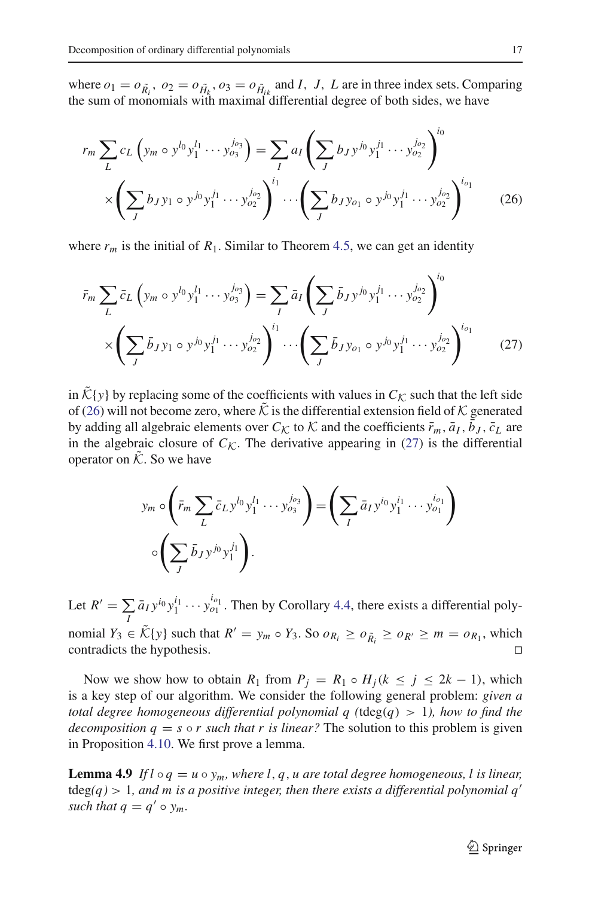where $o_1 = o_{\tilde{R}_i}$, $o_2 = o_{\tilde{H}_k}$, $o_3 = o_{\tilde{H}_{ik}}$ and $I$, $J$, $L$ are in three index sets. Comparing the sum of monomials with maximal differential degree of both sides, we have

$$
\begin{aligned}
r_m \sum_L c_L \left( y_m \circ y^{l_0} y_1^{l_1} \cdots y_{o_3}^{j_{o_3}} \right) = \sum_I a_I \left( \sum_J b_J y^{j_0} y_1^{j_1} \cdots y_{o_2}^{j_{o_2}} \right)^{i_0} \\
\times \left( \sum_J b_J y_1 \circ y^{j_0} y_1^{j_1} \cdots y_{o_2}^{j_{o_2}} \right)^{i_1} \cdots \left( \sum_J b_J y_{o_1} \circ y^{j_0} y_1^{j_1} \cdots y_{o_2}^{j_{o_2}} \right)^{i_{o_1}} \qquad (26)
\end{aligned}
$$

where $r_m$ is the initial of $R_1$. Similar to Theorem 4.5, we can get an identity

$$
\begin{aligned}
\bar{r}_m \sum_L \bar{c}_L \left( y_m \circ y^{l_0} y_1^{l_1} \cdots y_{o_3}^{j_{o_3}} \right) = \sum_I \bar{a}_I \left( \sum_J \bar{b}_J y^{j_0} y_1^{j_1} \cdots y_{o_2}^{j_{o_2}} \right)^{i_0} \\
\times \left( \sum_J \bar{b}_J y_1 \circ y^{j_0} y_1^{j_1} \cdots y_{o_2}^{j_{o_2}} \right)^{i_1} \cdots \left( \sum_J \bar{b}_J y_{o_1} \circ y^{j_0} y_1^{j_1} \cdots y_{o_2}^{j_{o_2}} \right)^{i_{o_1}} \qquad (27)
\end{aligned}
$$

in $\tilde{\mathcal{K}}\{y\}$ by replacing some of the coefficients with values in $C_{\mathcal{K}}$ such that the left side of (26) will not become zero, where $\tilde{\mathcal{K}}$ is the differential extension field of $\mathcal{K}$ generated by adding all algebraic elements over $C_{\mathcal{K}}$ to $\mathcal{K}$ and the coefficients $\bar{r}_m, \bar{a}_I, \bar{b}_J, \bar{c}_L$ are in the algebraic closure of $C_{\mathcal{K}}$. The derivative appearing in (27) is the differential operator on $\tilde{\mathcal{K}}$. So we have

$$
y_m \circ \left( \bar{r}_m \sum_L \bar{c}_L y^{l_0} y_1^{l_1} \cdots y_{o_3}^{j_{o_3}} \right) = \left( \sum_I \bar{a}_I y^{i_0} y_1^{i_1} \cdots y_{o_1}^{i_{o_1}} \right) \circ \left( \sum_J \bar{b}_J y^{j_0} y_1^{j_1} \right).
$$

Let $R' = \sum_I \bar{a}_I y^{i_0} y_1^{i_1} \cdots y_{o_1}^{i_{o_1}}$. Then by Corollary 4.4, there exists a differential polynomial $Y_3 \in \tilde{\mathcal{K}}\{y\}$ such that $R' = y_m \circ Y_3$. So $o_{R_i} \geq o_{\tilde{R}_i} \geq o_{R'} \geq m = o_{R_1}$, which contradicts the hypothesis. ◻

Now we show how to obtain $R_1$ from $P_j = R_1 \circ H_j (k \leq j \leq 2k-1)$, which is a key step of our algorithm. We consider the following general problem: *given a total degree homogeneous differential polynomial $q$ (*$\text{tdeg}(q) > 1$*), how to find the decomposition $q = s \circ r$ such that $r$ is linear?* The solution to this problem is given in Proposition 4.10. We first prove a lemma.

**Lemma 4.9** *If $l \circ q = u \circ y_m$, where $l, q, u$ are total degree homogeneous, $l$ is linear,* $\text{tdeg}(q) > 1$*, and $m$ is a positive integer, then there exists a differential polynomial $q'$ such that $q = q' \circ y_m$.*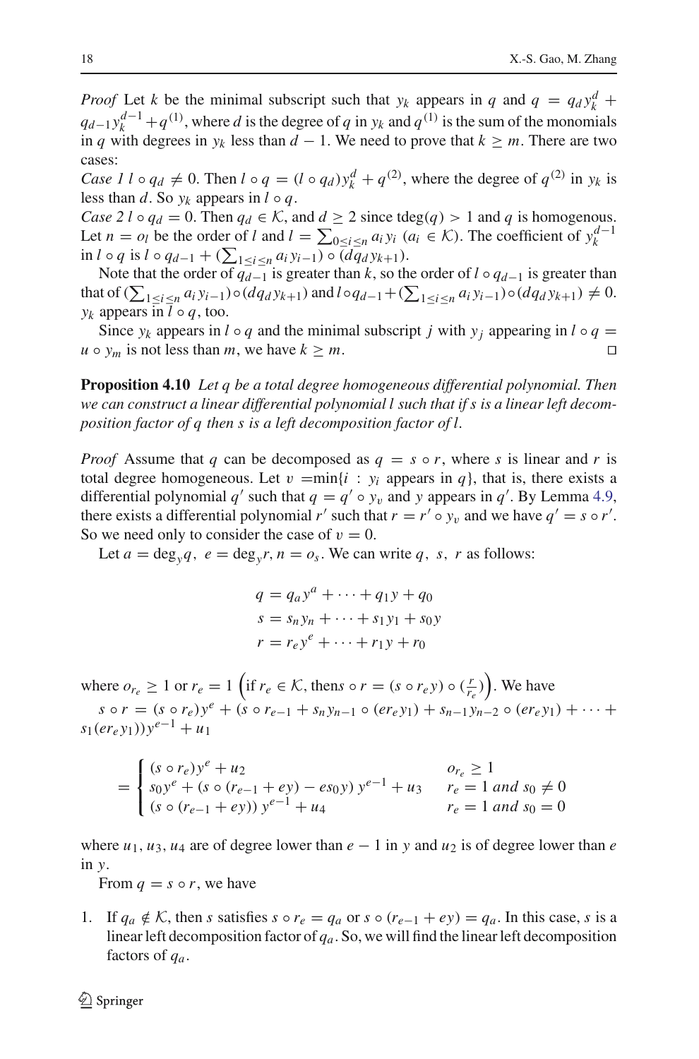*Proof* Let $k$ be the minimal subscript such that $y_k$ appears in $q$ and $q = q_d y_k^d + q_{d-1} y_k^{d-1} + q^{(1)}$, where $d$ is the degree of $q$ in $y_k$ and $q^{(1)}$ is the sum of the monomials in $q$ with degrees in $y_k$ less than $d-1$. We need to prove that $k \geq m$. There are two cases:

*Case 1* $l \circ q_d \neq 0$. Then $l \circ q = (l \circ q_d) y_k^d + q^{(2)}$, where the degree of $q^{(2)}$ in $y_k$ is less than $d$. So $y_k$ appears in $l \circ q$.

*Case 2* $l \circ q_d = 0$. Then $q_d \in \mathcal{K}$, and $d \geq 2$ since $\mathrm{tdeg}(q) > 1$ and $q$ is homogenous. Let $n = o_l$ be the order of $l$ and $l = \sum_{0 \leq i \leq n} a_i y_i$ ($a_i \in \mathcal{K}$). The coefficient of $y_k^{d-1}$ in $l \circ q$ is $l \circ q_{d-1} + (\sum_{1 \leq i \leq n} a_i y_{i-1}) \circ (d q_d y_{k+1})$.

Note that the order of $q_{d-1}$ is greater than $k$, so the order of $l \circ q_{d-1}$ is greater than that of $(\sum_{1 \leq i \leq n} a_i y_{i-1}) \circ (d q_d y_{k+1})$ and $l \circ q_{d-1} + (\sum_{1 \leq i \leq n} a_i y_{i-1}) \circ (d q_d y_{k+1}) \neq 0$. $y_k$ appears in $l \circ q$, too.

Since $y_k$ appears in $l \circ q$ and the minimal subscript $j$ with $y_j$ appearing in $l \circ q = u \circ y_m$ is not less than $m$, we have $k \geq m$. □

**Proposition 4.10** *Let $q$ be a total degree homogeneous differential polynomial. Then we can construct a linear differential polynomial $l$ such that if $s$ is a linear left decomposition factor of $q$ then $s$ is a left decomposition factor of $l$.*

*Proof* Assume that $q$ can be decomposed as $q = s \circ r$, where $s$ is linear and $r$ is total degree homogeneous. Let $v = \min\{i : y_i \text{ appears in } q\}$, that is, there exists a differential polynomial $q'$ such that $q = q' \circ y_v$ and $y$ appears in $q'$. By Lemma 4.9, there exists a differential polynomial $r'$ such that $r = r' \circ y_v$ and we have $q' = s \circ r'$. So we need only to consider the case of $v = 0$.

Let $a = \deg_y q,\ e = \deg_y r, n = o_s$. We can write $q,\ s,\ r$ as follows:

$$
\begin{aligned}
q &= q_a y^a + \cdots + q_1 y + q_0\\
s &= s_n y_n + \cdots + s_1 y_1 + s_0 y\\
r &= r_e y^e + \cdots + r_1 y + r_0
\end{aligned}
$$

where $o_{r_e} \geq 1$ or $r_e = 1$ $\left(\text{if } r_e \in \mathcal{K}, \text{then} s \circ r = (s \circ r_e y) \circ (\frac{r}{r_e})\right)$. We have

$s \circ r = (s \circ r_e) y^e + (s \circ r_{e-1} + s_n y_{n-1} \circ (e r_e y_1) + s_{n-1} y_{n-2} \circ (e r_e y_1) + \cdots + s_1 (e r_e y_1)) y^{e-1} + u_1$

$$
= \begin{cases} (s \circ r_e) y^e + u_2 & o_{r_e} \geq 1\\ s_0 y^e + (s \circ (r_{e-1} + e y) - e s_0 y)\, y^{e-1} + u_3 & r_e = 1 \text{ and } s_0 \neq 0\\ (s \circ (r_{e-1} + e y))\, y^{e-1} + u_4 & r_e = 1 \text{ and } s_0 = 0 \end{cases}
$$

where $u_1, u_3, u_4$ are of degree lower than $e-1$ in $y$ and $u_2$ is of degree lower than $e$ in $y$.

From $q = s \circ r$, we have

1. If $q_a \notin \mathcal{K}$, then $s$ satisfies $s \circ r_e = q_a$ or $s \circ (r_{e-1} + e y) = q_a$. In this case, $s$ is a linear left decomposition factor of $q_a$. So, we will find the linear left decomposition factors of $q_a$.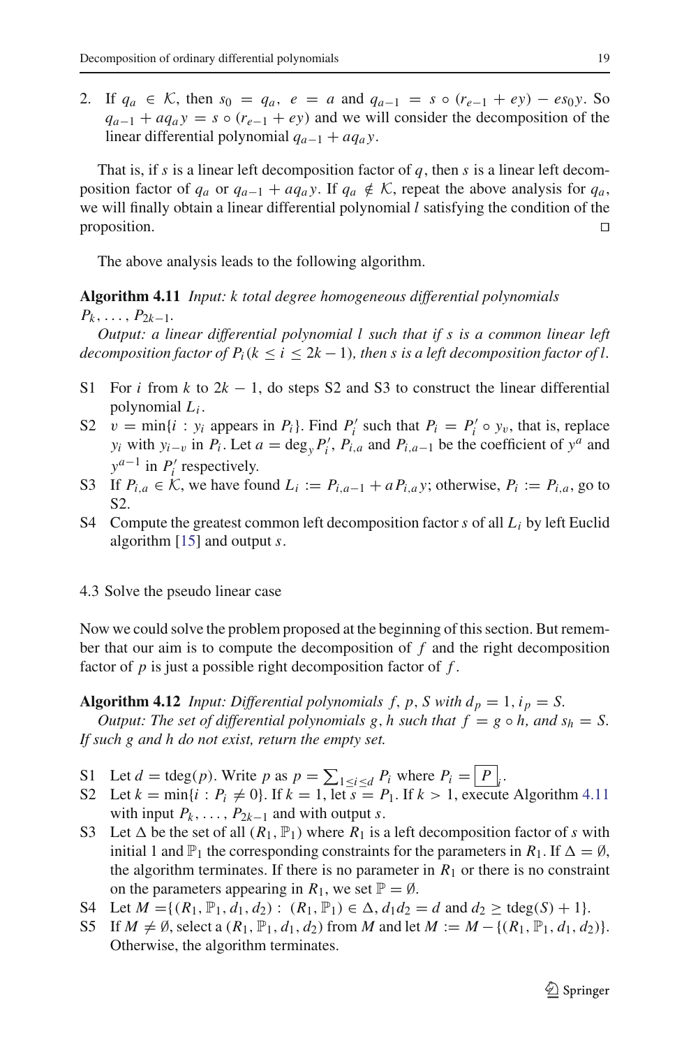2. If $q_a \in \mathcal{K}$, then $s_0 = q_a$, $e = a$ and $q_{a-1} = s \circ (r_{e-1} + ey) - es_0 y$. So $q_{a-1} + aq_a y = s \circ (r_{e-1} + ey)$ and we will consider the decomposition of the linear differential polynomial $q_{a-1} + aq_a y$.

That is, if $s$ is a linear left decomposition factor of $q$, then $s$ is a linear left decomposition factor of $q_a$ or $q_{a-1} + aq_a y$. If $q_a \notin \mathcal{K}$, repeat the above analysis for $q_a$, we will finally obtain a linear differential polynomial $l$ satisfying the condition of the proposition. □

The above analysis leads to the following algorithm.

**Algorithm 4.11** *Input: k total degree homogeneous differential polynomials* $P_k, \ldots, P_{2k-1}$.

*Output: a linear differential polynomial l such that if s is a common linear left decomposition factor of* $P_i (k \leq i \leq 2k-1)$*, then s is a left decomposition factor of l.*

- S1 For $i$ from $k$ to $2k-1$, do steps S2 and S3 to construct the linear differential polynomial $L_i$.
- S2 $v = \min\{i : y_i$ appears in $P_i\}$. Find $P_i'$ such that $P_i = P_i' \circ y_v$, that is, replace $y_i$ with $y_{i-v}$ in $P_i$. Let $a = \deg_y P_i'$, $P_{i,a}$ and $P_{i,a-1}$ be the coefficient of $y^a$ and $y^{a-1}$ in $P_i'$ respectively.
- S3 If $P_{i,a} \in \mathcal{K}$, we have found $L_i := P_{i,a-1} + aP_{i,a}y$; otherwise, $P_i := P_{i,a}$, go to S2.
- S4 Compute the greatest common left decomposition factor $s$ of all $L_i$ by left Euclid algorithm [15] and output $s$.

## 4.3 Solve the pseudo linear case

Now we could solve the problem proposed at the beginning of this section. But remember that our aim is to compute the decomposition of $f$ and the right decomposition factor of $p$ is just a possible right decomposition factor of $f$.

**Algorithm 4.12** *Input: Differential polynomials* $f, p, S$ *with* $d_p = 1, i_p = S$.

*Output: The set of differential polynomials g, h such that* $f = g \circ h$*, and* $s_h = S$*. If such g and h do not exist, return the empty set.*

- S1 Let $d = \text{tdeg}(p)$. Write $p$ as $p = \sum_{1 \leq i \leq d} P_i$ where $P_i = \boxed{P}_i$.
- S2 Let $k = \min\{i : P_i \neq 0\}$. If $k = 1$, let $s = P_1$. If $k > 1$, execute Algorithm 4.11 with input $P_k, \ldots, P_{2k-1}$ and with output $s$.
- S3 Let $\Delta$ be the set of all $(R_1, \mathbb{P}_1)$ where $R_1$ is a left decomposition factor of $s$ with initial 1 and $\mathbb{P}_1$ the corresponding constraints for the parameters in $R_1$. If $\Delta = \emptyset$, the algorithm terminates. If there is no parameter in $R_1$ or there is no constraint on the parameters appearing in $R_1$, we set $\mathbb{P} = \emptyset$.
- S4 Let $M = \{(R_1, \mathbb{P}_1, d_1, d_2) : (R_1, \mathbb{P}_1) \in \Delta, d_1 d_2 = d$ and $d_2 \geq \text{tdeg}(S) + 1\}$.
- S5 If $M \neq \emptyset$, select a $(R_1, \mathbb{P}_1, d_1, d_2)$ from $M$ and let $M := M - \{(R_1, \mathbb{P}_1, d_1, d_2)\}$. Otherwise, the algorithm terminates.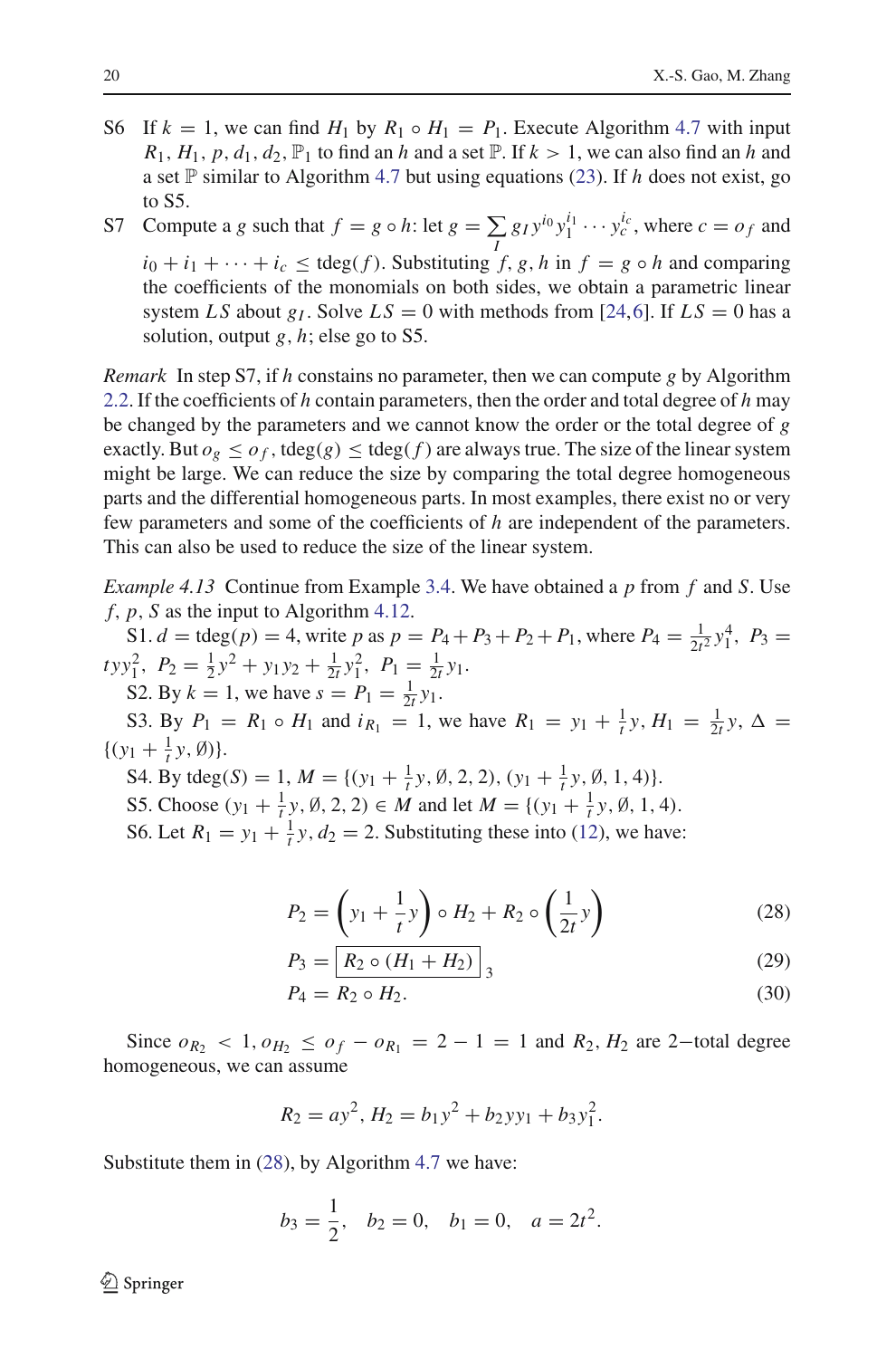S6 If $k = 1$, we can find $H_1$ by $R_1 \circ H_1 = P_1$. Execute Algorithm 4.7 with input $R_1, H_1, p, d_1, d_2, \mathbb{P}_1$ to find an $h$ and a set $\mathbb{P}$. If $k > 1$, we can also find an $h$ and a set $\mathbb{P}$ similar to Algorithm 4.7 but using equations (23). If $h$ does not exist, go to S5.

S7 Compute a $g$ such that $f = g \circ h$: let $g = \sum_I g_I y^{i_0} y_1^{i_1} \cdots y_c^{i_c}$, where $c = o_f$ and $i_0 + i_1 + \cdots + i_c \leq \text{tdeg}(f)$. Substituting $f, g, h$ in $f = g \circ h$ and comparing the coefficients of the monomials on both sides, we obtain a parametric linear system $LS$ about $g_I$. Solve $LS = 0$ with methods from [24,6]. If $LS = 0$ has a solution, output $g, h$; else go to S5.

*Remark* In step S7, if $h$ constains no parameter, then we can compute $g$ by Algorithm 2.2. If the coefficients of $h$ contain parameters, then the order and total degree of $h$ may be changed by the parameters and we cannot know the order or the total degree of $g$ exactly. But $o_g \leq o_f$, $\text{tdeg}(g) \leq \text{tdeg}(f)$ are always true. The size of the linear system might be large. We can reduce the size by comparing the total degree homogeneous parts and the differential homogeneous parts. In most examples, there exist no or very few parameters and some of the coefficients of $h$ are independent of the parameters. This can also be used to reduce the size of the linear system.

*Example 4.13* Continue from Example 3.4. We have obtained a $p$ from $f$ and $S$. Use $f, p, S$ as the input to Algorithm 4.12.

S1. $d = \text{tdeg}(p) = 4$, write $p$ as $p = P_4 + P_3 + P_2 + P_1$, where $P_4 = \frac{1}{2t^2} y_1^4$, $P_3 = t y y_1^2$, $P_2 = \frac{1}{2} y^2 + y_1 y_2 + \frac{1}{2t} y_1^2$, $P_1 = \frac{1}{2t} y_1$.

S2. By $k = 1$, we have $s = P_1 = \frac{1}{2t} y_1$.

S3. By $P_1 = R_1 \circ H_1$ and $i_{R_1} = 1$, we have $R_1 = y_1 + \frac{1}{t} y$, $H_1 = \frac{1}{2t} y$, $\Delta = \{(y_1 + \frac{1}{t} y, \emptyset)\}$.

S4. By $\text{tdeg}(S) = 1$, $M = \{(y_1 + \frac{1}{t} y, \emptyset, 2, 2), (y_1 + \frac{1}{t} y, \emptyset, 1, 4)\}$.

S5. Choose $(y_1 + \frac{1}{t} y, \emptyset, 2, 2) \in M$ and let $M = \{(y_1 + \frac{1}{t} y, \emptyset, 1, 4)$.

S6. Let $R_1 = y_1 + \frac{1}{t} y$, $d_2 = 2$. Substituting these into (12), we have:

$$P_2 = \left( y_1 + \frac{1}{t} y \right) \circ H_2 + R_2 \circ \left( \frac{1}{2t} y \right) \tag{28}$$

$$P_3 = \boxed{R_2 \circ (H_1 + H_2)}_3 \tag{29}$$

$$P_4 = R_2 \circ H_2. \tag{30}$$

Since $o_{R_2} < 1, o_{H_2} \leq o_f - o_{R_1} = 2 - 1 = 1$ and $R_2, H_2$ are 2−total degree homogeneous, we can assume

$$R_2 = a y^2, H_2 = b_1 y^2 + b_2 y y_1 + b_3 y_1^2.$$

Substitute them in (28), by Algorithm 4.7 we have:

$$b_3 = \frac{1}{2}, \quad b_2 = 0, \quad b_1 = 0, \quad a = 2t^2.$$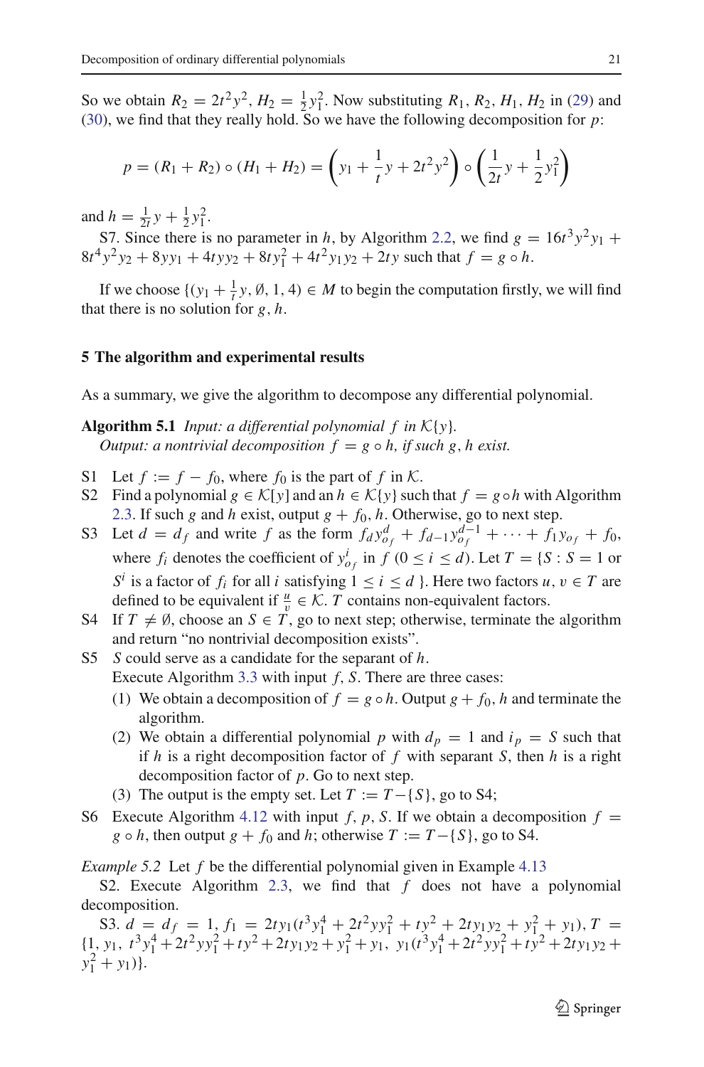So we obtain $R_2 = 2t^2y^2$, $H_2 = \frac{1}{2}y_1^2$. Now substituting $R_1, R_2, H_1, H_2$ in (29) and (30), we find that they really hold. So we have the following decomposition for $p$:

$$p = (R_1 + R_2) \circ (H_1 + H_2) = \left(y_1 + \frac{1}{t}y + 2t^2y^2\right) \circ \left(\frac{1}{2t}y + \frac{1}{2}y_1^2\right)$$

and $h = \frac{1}{2t}y + \frac{1}{2}y_1^2$.

S7. Since there is no parameter in $h$, by Algorithm 2.2, we find $g = 16t^3y^2y_1 + 8t^4y^2y_2 + 8yy_1 + 4tyy_2 + 8ty_1^2 + 4t^2y_1y_2 + 2ty$ such that $f = g \circ h$.

If we choose $\{(y_1 + \frac{1}{t}y, \emptyset, 1, 4) \in M$ to begin the computation firstly, we will find that there is no solution for $g, h$.

## 5 The algorithm and experimental results

As a summary, we give the algorithm to decompose any differential polynomial.

**Algorithm 5.1** *Input: a differential polynomial $f$ in $\mathcal{K}\{y\}$.*
*Output: a nontrivial decomposition $f = g \circ h$, if such $g, h$ exist.*

- S1 Let $f := f - f_0$, where $f_0$ is the part of $f$ in $\mathcal{K}$.
- S2 Find a polynomial $g \in \mathcal{K}[y]$ and an $h \in \mathcal{K}\{y\}$ such that $f = g \circ h$ with Algorithm 2.3. If such $g$ and $h$ exist, output $g + f_0, h$. Otherwise, go to next step.
- S3 Let $d = d_f$ and write $f$ as the form $f_d y_{o_f}^d + f_{d-1}y_{o_f}^{d-1} + \cdots + f_1 y_{o_f} + f_0$, where $f_i$ denotes the coefficient of $y_{o_f}^i$ in $f$ $(0 \le i \le d)$. Let $T = \{S : S = 1$ or $S^i$ is a factor of $f_i$ for all $i$ satisfying $1 \le i \le d\}$. Here two factors $u, v \in T$ are defined to be equivalent if $\frac{u}{v} \in \mathcal{K}$. $T$ contains non-equivalent factors.
- S4 If $T \neq \emptyset$, choose an $S \in T$, go to next step; otherwise, terminate the algorithm and return "no nontrivial decomposition exists".
- S5 $S$ could serve as a candidate for the separant of $h$.
  Execute Algorithm 3.3 with input $f, S$. There are three cases:
  1. We obtain a decomposition of $f = g \circ h$. Output $g + f_0, h$ and terminate the algorithm.
  2. We obtain a differential polynomial $p$ with $d_p = 1$ and $i_p = S$ such that if $h$ is a right decomposition factor of $f$ with separant $S$, then $h$ is a right decomposition factor of $p$. Go to next step.
  3. The output is the empty set. Let $T := T - \{S\}$, go to S4;
- S6 Execute Algorithm 4.12 with input $f, p, S$. If we obtain a decomposition $f = g \circ h$, then output $g + f_0$ and $h$; otherwise $T := T - \{S\}$, go to S4.

*Example 5.2* Let $f$ be the differential polynomial given in Example 4.13

S2. Execute Algorithm 2.3, we find that $f$ does not have a polynomial decomposition.

S3. $d = d_f = 1$, $f_1 = 2ty_1(t^3y_1^4 + 2t^2yy_1^2 + ty^2 + 2ty_1y_2 + y_1^2 + y_1)$, $T = \{1, y_1, t^3y_1^4 + 2t^2yy_1^2 + ty^2 + 2ty_1y_2 + y_1^2 + y_1, y_1(t^3y_1^4 + 2t^2yy_1^2 + ty^2 + 2ty_1y_2 + y_1^2 + y_1)\}$.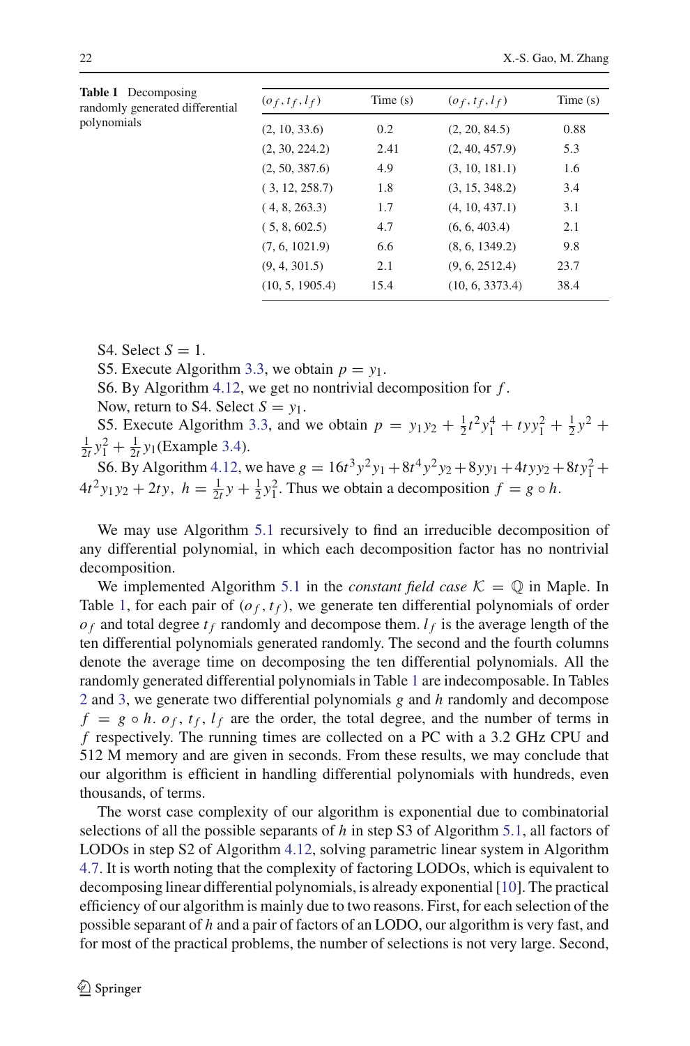**Table 1** Decomposing randomly generated differential polynomials

| $(o_f, t_f, l_f)$ | Time (s) | $(o_f, t_f, l_f)$ | Time (s) |
|---|---|---|---|
| (2, 10, 33.6) | 0.2 | (2, 20, 84.5) | 0.88 |
| (2, 30, 224.2) | 2.41 | (2, 40, 457.9) | 5.3 |
| (2, 50, 387.6) | 4.9 | (3, 10, 181.1) | 1.6 |
| ( 3, 12, 258.7) | 1.8 | (3, 15, 348.2) | 3.4 |
| ( 4, 8, 263.3) | 1.7 | (4, 10, 437.1) | 3.1 |
| ( 5, 8, 602.5) | 4.7 | (6, 6, 403.4) | 2.1 |
| (7, 6, 1021.9) | 6.6 | (8, 6, 1349.2) | 9.8 |
| (9, 4, 301.5) | 2.1 | (9, 6, 2512.4) | 23.7 |
| (10, 5, 1905.4) | 15.4 | (10, 6, 3373.4) | 38.4 |

S4. Select $S = 1$.
S5. Execute Algorithm 3.3, we obtain $p = y_1$.
S6. By Algorithm 4.12, we get no nontrivial decomposition for $f$.
Now, return to S4. Select $S = y_1$.
S5. Execute Algorithm 3.3, and we obtain $p = y_1y_2 + \frac{1}{2}t^2y_1^4 + tyy_1^2 + \frac{1}{2}y^2 + \frac{1}{2t}y_1^2 + \frac{1}{2t}y_1$(Example 3.4).
S6. By Algorithm 4.12, we have $g = 16t^3y^2y_1 + 8t^4y^2y_2 + 8yy_1 + 4tyy_2 + 8ty_1^2 + 4t^2y_1y_2 + 2ty,\ h = \frac{1}{2t}y + \frac{1}{2}y_1^2$. Thus we obtain a decomposition $f = g \circ h$.

We may use Algorithm 5.1 recursively to find an irreducible decomposition of any differential polynomial, in which each decomposition factor has no nontrivial decomposition.

We implemented Algorithm 5.1 in the *constant field case* $\mathcal{K} = \mathbb{Q}$ in Maple. In Table 1, for each pair of $(o_f, t_f)$, we generate ten differential polynomials of order $o_f$ and total degree $t_f$ randomly and decompose them. $l_f$ is the average length of the ten differential polynomials generated randomly. The second and the fourth columns denote the average time on decomposing the ten differential polynomials. All the randomly generated differential polynomials in Table 1 are indecomposable. In Tables 2 and 3, we generate two differential polynomials $g$ and $h$ randomly and decompose $f = g \circ h$. $o_f$, $t_f$, $l_f$ are the order, the total degree, and the number of terms in $f$ respectively. The running times are collected on a PC with a 3.2 GHz CPU and 512 M memory and are given in seconds. From these results, we may conclude that our algorithm is efficient in handling differential polynomials with hundreds, even thousands, of terms.

The worst case complexity of our algorithm is exponential due to combinatorial selections of all the possible separants of $h$ in step S3 of Algorithm 5.1, all factors of LODOs in step S2 of Algorithm 4.12, solving parametric linear system in Algorithm 4.7. It is worth noting that the complexity of factoring LODOs, which is equivalent to decomposing linear differential polynomials, is already exponential [10]. The practical efficiency of our algorithm is mainly due to two reasons. First, for each selection of the possible separant of $h$ and a pair of factors of an LODO, our algorithm is very fast, and for most of the practical problems, the number of selections is not very large. Second,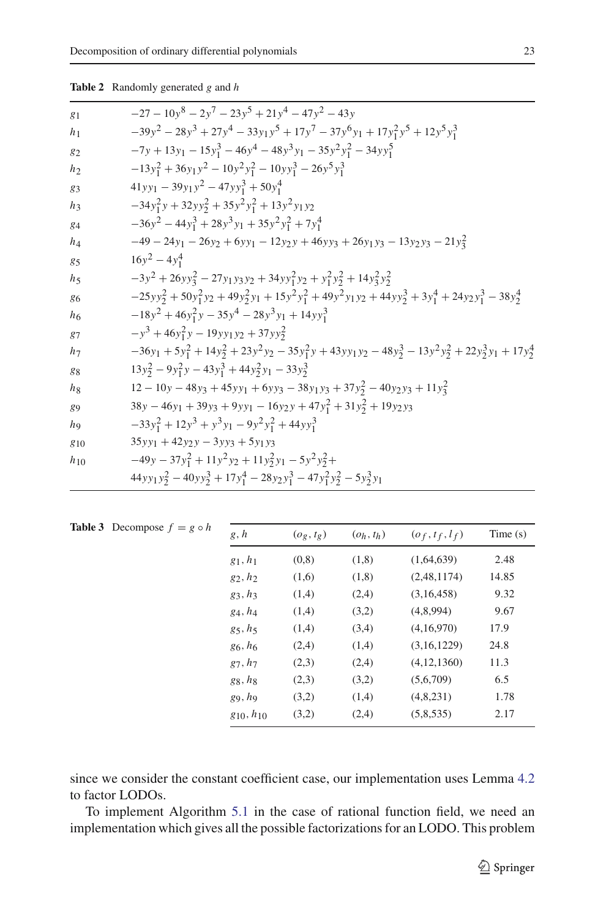**Table 2** Randomly generated $g$ and $h$

| | |
|---|---|
| $g_1$ | $-27 - 10y^8 - 2y^7 - 23y^5 + 21y^4 - 47y^2 - 43y$ |
| $h_1$ | $-39y^2 - 28y^3 + 27y^4 - 33y_1y^5 + 17y^7 - 37y^6y_1 + 17y_1^2y^5 + 12y^5y_1^3$ |
| $g_2$ | $-7y + 13y_1 - 15y_1^3 - 46y^4 - 48y^3y_1 - 35y^2y_1^2 - 34yy_1^5$ |
| $h_2$ | $-13y_1^2 + 36y_1y^2 - 10y^2y_1^2 - 10yy_1^3 - 26y^5y_1^3$ |
| $g_3$ | $41yy_1 - 39y_1y^2 - 47yy_1^3 + 50y_1^4$ |
| $h_3$ | $-34y_1^2y + 32yy_2^2 + 35y^2y_1^2 + 13y^2y_1y_2$ |
| $g_4$ | $-36y^2 - 44y_1^3 + 28y^3y_1 + 35y^2y_1^2 + 7y_1^4$ |
| $h_4$ | $-49 - 24y_1 - 26y_2 + 6yy_1 - 12y_2y + 46yy_3 + 26y_1y_3 - 13y_2y_3 - 21y_3^2$ |
| $g_5$ | $16y^2 - 4y_1^4$ |
| $h_5$ | $-3y^2 + 26yy_3^2 - 27y_1y_3y_2 + 34yy_1^2y_2 + y_1^2y_2^2 + 14y_3^2y_2^2$ |
| $g_6$ | $-25yy_2^2 + 50y_1^2y_2 + 49y_2^2y_1 + 15y^2y_1^2 + 49y^2y_1y_2 + 44yy_2^3 + 3y_1^4 + 24y_2y_1^3 - 38y_2^4$ |
| $h_6$ | $-18y^2 + 46y_1^2y - 35y^4 - 28y^3y_1 + 14yy_1^3$ |
| $g_7$ | $-y^3 + 46y_1^2y - 19yy_1y_2 + 37yy_2^2$ |
| $h_7$ | $-36y_1 + 5y_1^2 + 14y_2^2 + 23y^2y_2 - 35y_1^2y + 43yy_1y_2 - 48y_2^3 - 13y^2y_2^2 + 22y_2^3y_1 + 17y_2^4$ |
| $g_8$ | $13y_2^2 - 9y_1^2y - 43y_1^3 + 44y_2^2y_1 - 33y_2^3$ |
| $h_8$ | $12 - 10y - 48y_3 + 45yy_1 + 6yy_3 - 38y_1y_3 + 37y_2^2 - 40y_2y_3 + 11y_3^2$ |
| $g_9$ | $38y - 46y_1 + 39y_3 + 9yy_1 - 16y_2y + 47y_1^2 + 31y_2^2 + 19y_2y_3$ |
| $h_9$ | $-33y_1^2 + 12y^3 + y^3y_1 - 9y^2y_1^2 + 44yy_1^3$ |
| $g_{10}$ | $35yy_1 + 42y_2y - 3yy_3 + 5y_1y_3$ |
| $h_{10}$ | $-49y - 37y_1^2 + 11y^2y_2 + 11y_2^2y_1 - 5y^2y_2^2 +$ $44yy_1y_2^2 - 40yy_2^3 + 17y_1^4 - 28y_2y_1^3 - 47y_1^2y_2^2 - 5y_2^3y_1$ |

**Table 3** Decompose $f = g \circ h$

| $g, h$ | $(o_g, t_g)$ | $(o_h, t_h)$ | $(o_f, t_f, l_f)$ | Time (s) |
|---|---|---|---|---|
| $g_1, h_1$ | (0,8) | (1,8) | (1,64,639) | 2.48 |
| $g_2, h_2$ | (1,6) | (1,8) | (2,48,1174) | 14.85 |
| $g_3, h_3$ | (1,4) | (2,4) | (3,16,458) | 9.32 |
| $g_4, h_4$ | (1,4) | (3,2) | (4,8,994) | 9.67 |
| $g_5, h_5$ | (1,4) | (3,4) | (4,16,970) | 17.9 |
| $g_6, h_6$ | (2,4) | (1,4) | (3,16,1229) | 24.8 |
| $g_7, h_7$ | (2,3) | (2,4) | (4,12,1360) | 11.3 |
| $g_8, h_8$ | (2,3) | (3,2) | (5,6,709) | 6.5 |
| $g_9, h_9$ | (3,2) | (1,4) | (4,8,231) | 1.78 |
| $g_{10}, h_{10}$ | (3,2) | (2,4) | (5,8,535) | 2.17 |

since we consider the constant coefficient case, our implementation uses Lemma 4.2 to factor LODOs.

To implement Algorithm 5.1 in the case of rational function field, we need an implementation which gives all the possible factorizations for an LODO. This problem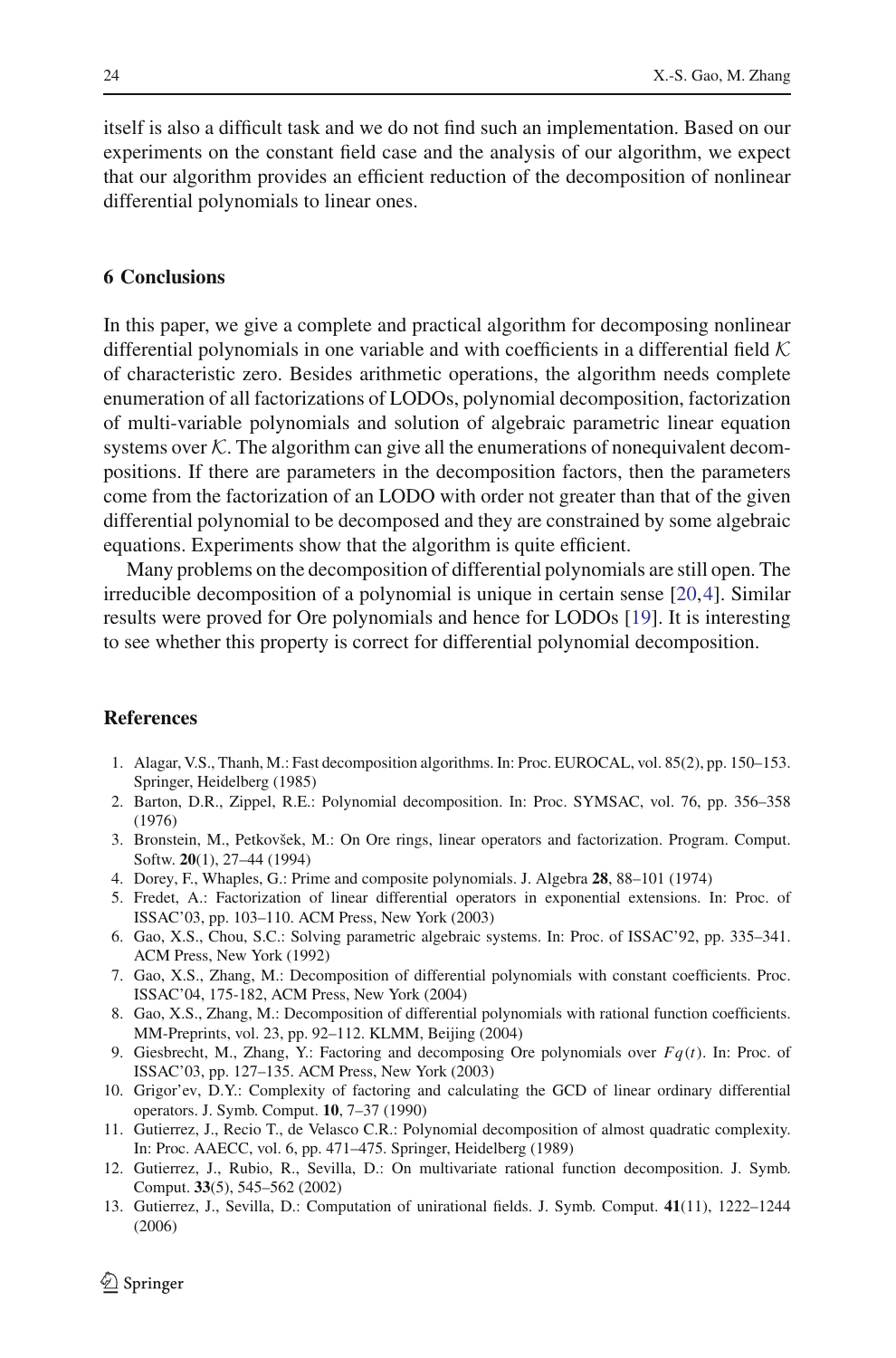itself is also a difficult task and we do not find such an implementation. Based on our experiments on the constant field case and the analysis of our algorithm, we expect that our algorithm provides an efficient reduction of the decomposition of nonlinear differential polynomials to linear ones.

## 6 Conclusions

In this paper, we give a complete and practical algorithm for decomposing nonlinear differential polynomials in one variable and with coefficients in a differential field $\mathcal{K}$ of characteristic zero. Besides arithmetic operations, the algorithm needs complete enumeration of all factorizations of LODOs, polynomial decomposition, factorization of multi-variable polynomials and solution of algebraic parametric linear equation systems over $\mathcal{K}$. The algorithm can give all the enumerations of nonequivalent decompositions. If there are parameters in the decomposition factors, then the parameters come from the factorization of an LODO with order not greater than that of the given differential polynomial to be decomposed and they are constrained by some algebraic equations. Experiments show that the algorithm is quite efficient.

Many problems on the decomposition of differential polynomials are still open. The irreducible decomposition of a polynomial is unique in certain sense [20,4]. Similar results were proved for Ore polynomials and hence for LODOs [19]. It is interesting to see whether this property is correct for differential polynomial decomposition.

## References

1. Alagar, V.S., Thanh, M.: Fast decomposition algorithms. In: Proc. EUROCAL, vol. 85(2), pp. 150–153. Springer, Heidelberg (1985)
2. Barton, D.R., Zippel, R.E.: Polynomial decomposition. In: Proc. SYMSAC, vol. 76, pp. 356–358 (1976)
3. Bronstein, M., Petkovšek, M.: On Ore rings, linear operators and factorization. Program. Comput. Softw. **20**(1), 27–44 (1994)
4. Dorey, F., Whaples, G.: Prime and composite polynomials. J. Algebra **28**, 88–101 (1974)
5. Fredet, A.: Factorization of linear differential operators in exponential extensions. In: Proc. of ISSAC'03, pp. 103–110. ACM Press, New York (2003)
6. Gao, X.S., Chou, S.C.: Solving parametric algebraic systems. In: Proc. of ISSAC'92, pp. 335–341. ACM Press, New York (1992)
7. Gao, X.S., Zhang, M.: Decomposition of differential polynomials with constant coefficients. Proc. ISSAC'04, 175-182, ACM Press, New York (2004)
8. Gao, X.S., Zhang, M.: Decomposition of differential polynomials with rational function coefficients. MM-Preprints, vol. 23, pp. 92–112. KLMM, Beijing (2004)
9. Giesbrecht, M., Zhang, Y.: Factoring and decomposing Ore polynomials over $Fq(t)$. In: Proc. of ISSAC'03, pp. 127–135. ACM Press, New York (2003)
10. Grigor'ev, D.Y.: Complexity of factoring and calculating the GCD of linear ordinary differential operators. J. Symb. Comput. **10**, 7–37 (1990)
11. Gutierrez, J., Recio T., de Velasco C.R.: Polynomial decomposition of almost quadratic complexity. In: Proc. AAECC, vol. 6, pp. 471–475. Springer, Heidelberg (1989)
12. Gutierrez, J., Rubio, R., Sevilla, D.: On multivariate rational function decomposition. J. Symb. Comput. **33**(5), 545–562 (2002)
13. Gutierrez, J., Sevilla, D.: Computation of unirational fields. J. Symb. Comput. **41**(11), 1222–1244 (2006)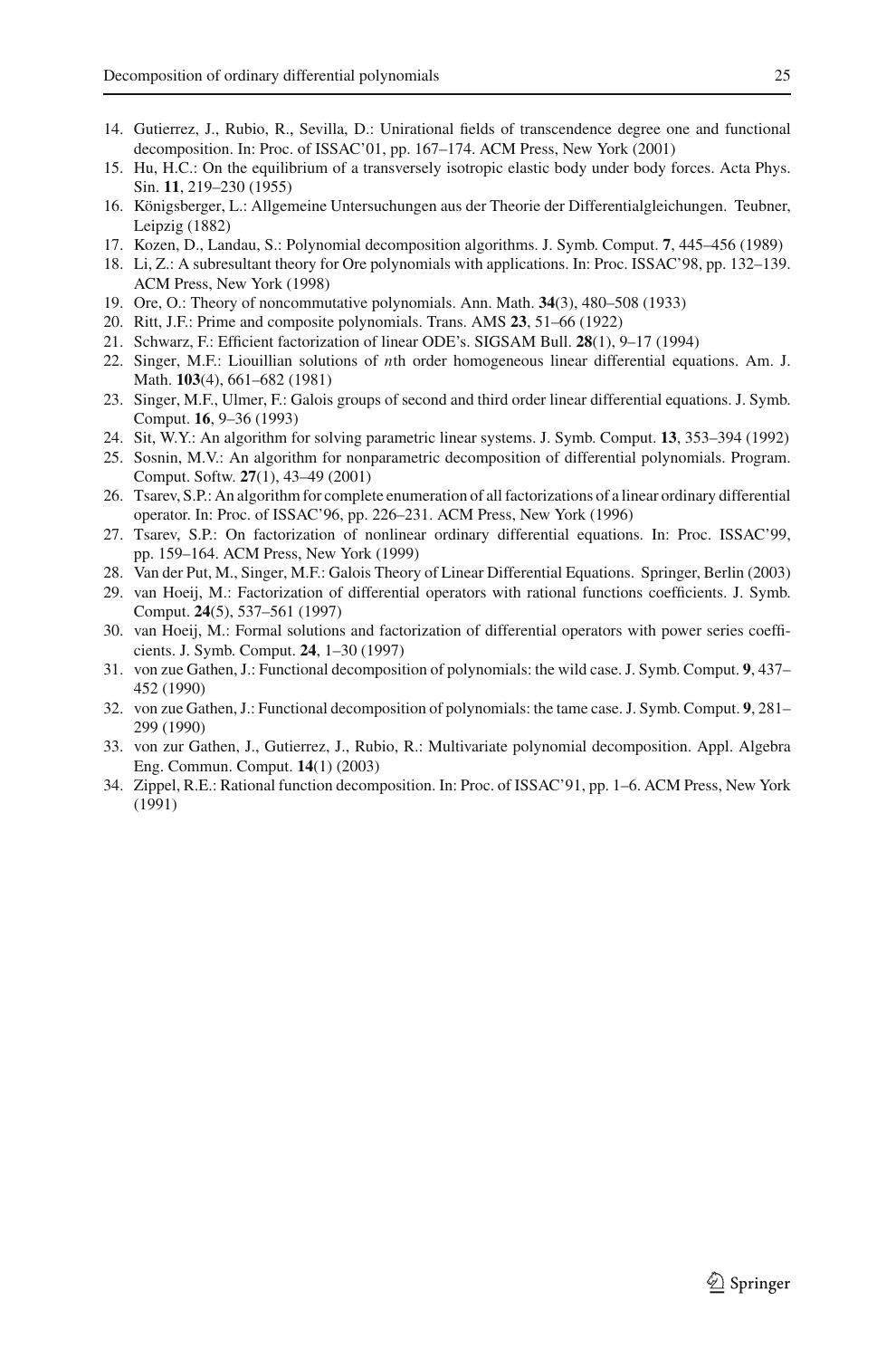14. Gutierrez, J., Rubio, R., Sevilla, D.: Unirational fields of transcendence degree one and functional decomposition. In: Proc. of ISSAC'01, pp. 167–174. ACM Press, New York (2001)
15. Hu, H.C.: On the equilibrium of a transversely isotropic elastic body under body forces. Acta Phys. Sin. **11**, 219–230 (1955)
16. Königsberger, L.: Allgemeine Untersuchungen aus der Theorie der Differentialgleichungen. Teubner, Leipzig (1882)
17. Kozen, D., Landau, S.: Polynomial decomposition algorithms. J. Symb. Comput. **7**, 445–456 (1989)
18. Li, Z.: A subresultant theory for Ore polynomials with applications. In: Proc. ISSAC'98, pp. 132–139. ACM Press, New York (1998)
19. Ore, O.: Theory of noncommutative polynomials. Ann. Math. **34**(3), 480–508 (1933)
20. Ritt, J.F.: Prime and composite polynomials. Trans. AMS **23**, 51–66 (1922)
21. Schwarz, F.: Efficient factorization of linear ODE's. SIGSAM Bull. **28**(1), 9–17 (1994)
22. Singer, M.F.: Liouillian solutions of *n*th order homogeneous linear differential equations. Am. J. Math. **103**(4), 661–682 (1981)
23. Singer, M.F., Ulmer, F.: Galois groups of second and third order linear differential equations. J. Symb. Comput. **16**, 9–36 (1993)
24. Sit, W.Y.: An algorithm for solving parametric linear systems. J. Symb. Comput. **13**, 353–394 (1992)
25. Sosnin, M.V.: An algorithm for nonparametric decomposition of differential polynomials. Program. Comput. Softw. **27**(1), 43–49 (2001)
26. Tsarev, S.P.: An algorithm for complete enumeration of all factorizations of a linear ordinary differential operator. In: Proc. of ISSAC'96, pp. 226–231. ACM Press, New York (1996)
27. Tsarev, S.P.: On factorization of nonlinear ordinary differential equations. In: Proc. ISSAC'99, pp. 159–164. ACM Press, New York (1999)
28. Van der Put, M., Singer, M.F.: Galois Theory of Linear Differential Equations. Springer, Berlin (2003)
29. van Hoeij, M.: Factorization of differential operators with rational functions coefficients. J. Symb. Comput. **24**(5), 537–561 (1997)
30. van Hoeij, M.: Formal solutions and factorization of differential operators with power series coefficients. J. Symb. Comput. **24**, 1–30 (1997)
31. von zue Gathen, J.: Functional decomposition of polynomials: the wild case. J. Symb. Comput. **9**, 437–452 (1990)
32. von zue Gathen, J.: Functional decomposition of polynomials: the tame case. J. Symb. Comput. **9**, 281–299 (1990)
33. von zur Gathen, J., Gutierrez, J., Rubio, R.: Multivariate polynomial decomposition. Appl. Algebra Eng. Commun. Comput. **14**(1) (2003)
34. Zippel, R.E.: Rational function decomposition. In: Proc. of ISSAC'91, pp. 1–6. ACM Press, New York (1991)